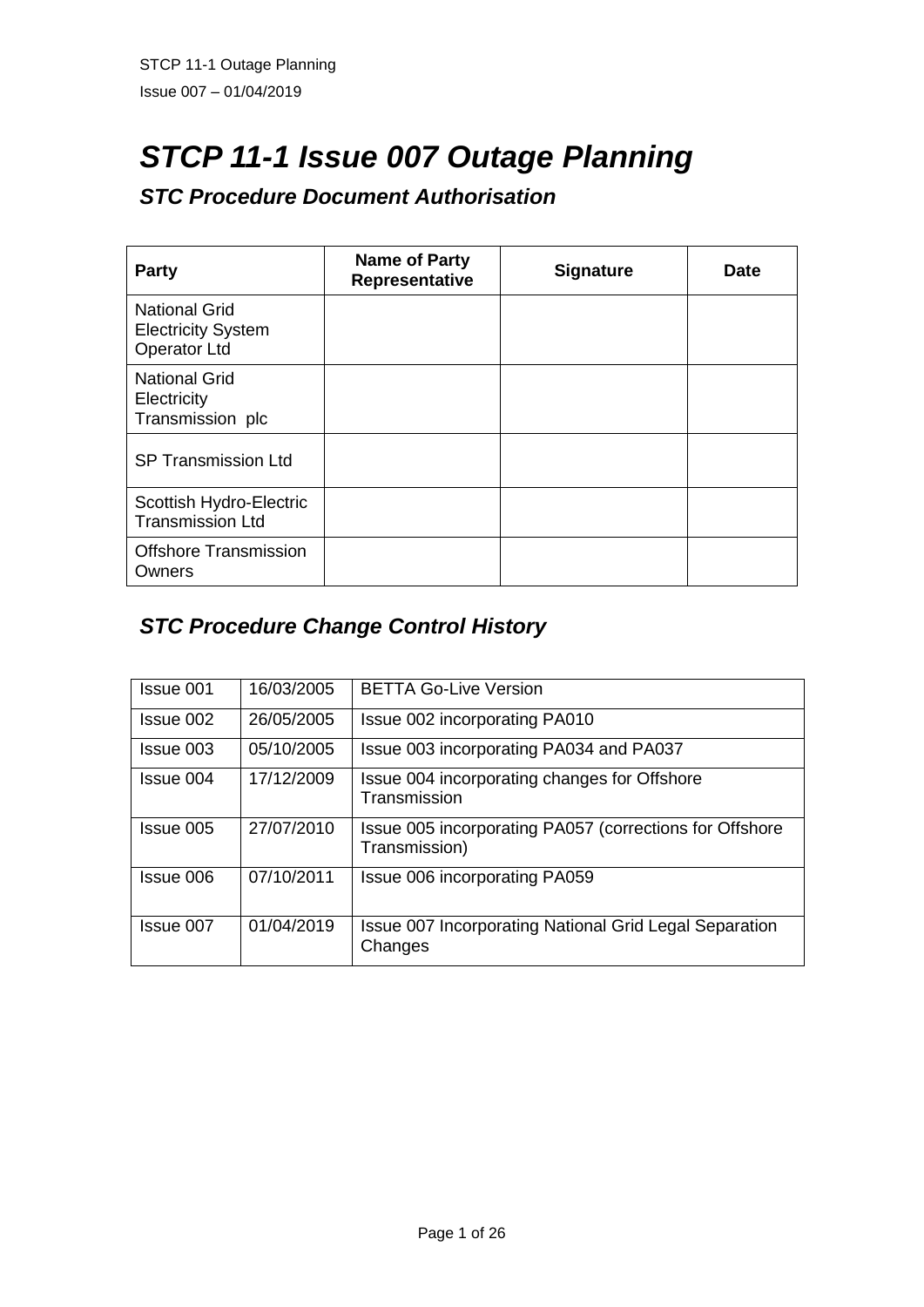# *STCP 11-1 Issue 007 Outage Planning*

## *STC Procedure Document Authorisation*

| Party | Name of Party Representative | Signature | Date |
|---|---|---|---|
| National Grid Electricity System Operator Ltd | | | |
| National Grid Electricity Transmission plc | | | |
| SP Transmission Ltd | | | |
| Scottish Hydro-Electric Transmission Ltd | | | |
| Offshore Transmission Owners | | | |

## *STC Procedure Change Control History*

| | | |
|---|---|---|
| Issue 001 | 16/03/2005 | BETTA Go-Live Version |
| Issue 002 | 26/05/2005 | Issue 002 incorporating PA010 |
| Issue 003 | 05/10/2005 | Issue 003 incorporating PA034 and PA037 |
| Issue 004 | 17/12/2009 | Issue 004 incorporating changes for Offshore Transmission |
| Issue 005 | 27/07/2010 | Issue 005 incorporating PA057 (corrections for Offshore Transmission) |
| Issue 006 | 07/10/2011 | Issue 006 incorporating PA059 |
| Issue 007 | 01/04/2019 | Issue 007 Incorporating National Grid Legal Separation Changes |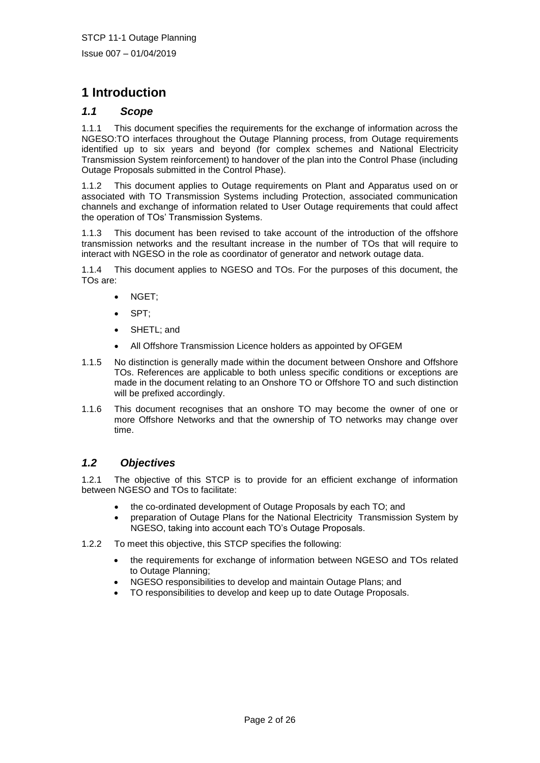# 1 Introduction

## *1.1 Scope*

1.1.1 This document specifies the requirements for the exchange of information across the NGESO:TO interfaces throughout the Outage Planning process, from Outage requirements identified up to six years and beyond (for complex schemes and National Electricity Transmission System reinforcement) to handover of the plan into the Control Phase (including Outage Proposals submitted in the Control Phase).

1.1.2 This document applies to Outage requirements on Plant and Apparatus used on or associated with TO Transmission Systems including Protection, associated communication channels and exchange of information related to User Outage requirements that could affect the operation of TOs' Transmission Systems.

1.1.3 This document has been revised to take account of the introduction of the offshore transmission networks and the resultant increase in the number of TOs that will require to interact with NGESO in the role as coordinator of generator and network outage data.

1.1.4 This document applies to NGESO and TOs. For the purposes of this document, the TOs are:

- NGET;
- SPT;
- SHETL; and
- All Offshore Transmission Licence holders as appointed by OFGEM

1.1.5 No distinction is generally made within the document between Onshore and Offshore TOs. References are applicable to both unless specific conditions or exceptions are made in the document relating to an Onshore TO or Offshore TO and such distinction will be prefixed accordingly.

1.1.6 This document recognises that an onshore TO may become the owner of one or more Offshore Networks and that the ownership of TO networks may change over time.

## *1.2 Objectives*

1.2.1 The objective of this STCP is to provide for an efficient exchange of information between NGESO and TOs to facilitate:

- the co-ordinated development of Outage Proposals by each TO; and
- preparation of Outage Plans for the National Electricity Transmission System by NGESO, taking into account each TO's Outage Proposals.

1.2.2 To meet this objective, this STCP specifies the following:

- the requirements for exchange of information between NGESO and TOs related to Outage Planning;
- NGESO responsibilities to develop and maintain Outage Plans; and
- TO responsibilities to develop and keep up to date Outage Proposals.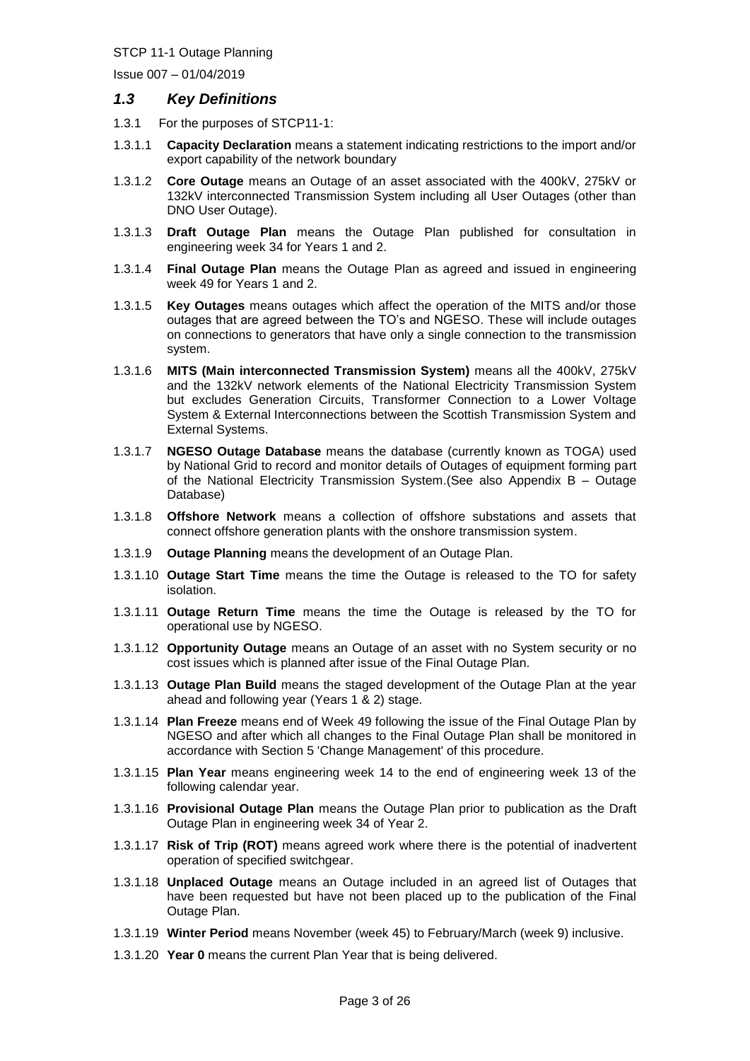## *1.3 Key Definitions*

1.3.1 For the purposes of STCP11-1:

1.3.1.1 **Capacity Declaration** means a statement indicating restrictions to the import and/or export capability of the network boundary

1.3.1.2 **Core Outage** means an Outage of an asset associated with the 400kV, 275kV or 132kV interconnected Transmission System including all User Outages (other than DNO User Outage).

1.3.1.3 **Draft Outage Plan** means the Outage Plan published for consultation in engineering week 34 for Years 1 and 2.

1.3.1.4 **Final Outage Plan** means the Outage Plan as agreed and issued in engineering week 49 for Years 1 and 2.

1.3.1.5 **Key Outages** means outages which affect the operation of the MITS and/or those outages that are agreed between the TO's and NGESO. These will include outages on connections to generators that have only a single connection to the transmission system.

1.3.1.6 **MITS (Main interconnected Transmission System)** means all the 400kV, 275kV and the 132kV network elements of the National Electricity Transmission System but excludes Generation Circuits, Transformer Connection to a Lower Voltage System & External Interconnections between the Scottish Transmission System and External Systems.

1.3.1.7 **NGESO Outage Database** means the database (currently known as TOGA) used by National Grid to record and monitor details of Outages of equipment forming part of the National Electricity Transmission System.(See also Appendix B – Outage Database)

1.3.1.8 **Offshore Network** means a collection of offshore substations and assets that connect offshore generation plants with the onshore transmission system.

1.3.1.9 **Outage Planning** means the development of an Outage Plan.

1.3.1.10 **Outage Start Time** means the time the Outage is released to the TO for safety isolation.

1.3.1.11 **Outage Return Time** means the time the Outage is released by the TO for operational use by NGESO.

1.3.1.12 **Opportunity Outage** means an Outage of an asset with no System security or no cost issues which is planned after issue of the Final Outage Plan.

1.3.1.13 **Outage Plan Build** means the staged development of the Outage Plan at the year ahead and following year (Years 1 & 2) stage.

1.3.1.14 **Plan Freeze** means end of Week 49 following the issue of the Final Outage Plan by NGESO and after which all changes to the Final Outage Plan shall be monitored in accordance with Section 5 'Change Management' of this procedure.

1.3.1.15 **Plan Year** means engineering week 14 to the end of engineering week 13 of the following calendar year.

1.3.1.16 **Provisional Outage Plan** means the Outage Plan prior to publication as the Draft Outage Plan in engineering week 34 of Year 2.

1.3.1.17 **Risk of Trip (ROT)** means agreed work where there is the potential of inadvertent operation of specified switchgear.

1.3.1.18 **Unplaced Outage** means an Outage included in an agreed list of Outages that have been requested but have not been placed up to the publication of the Final Outage Plan.

1.3.1.19 **Winter Period** means November (week 45) to February/March (week 9) inclusive.

1.3.1.20 **Year 0** means the current Plan Year that is being delivered.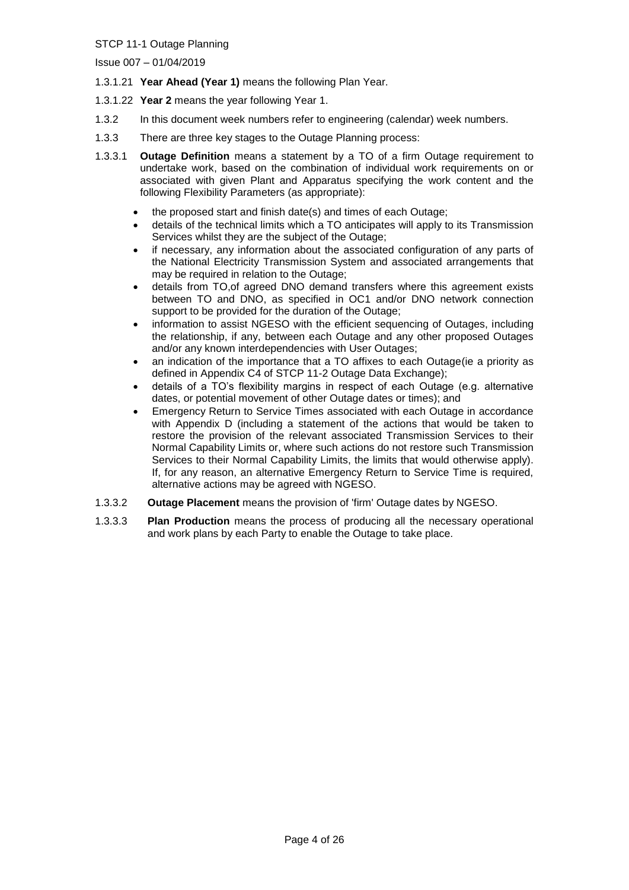1.3.1.21 **Year Ahead (Year 1)** means the following Plan Year.

1.3.1.22 **Year 2** means the year following Year 1.

1.3.2 In this document week numbers refer to engineering (calendar) week numbers.

1.3.3 There are three key stages to the Outage Planning process:

1.3.3.1 **Outage Definition** means a statement by a TO of a firm Outage requirement to undertake work, based on the combination of individual work requirements on or associated with given Plant and Apparatus specifying the work content and the following Flexibility Parameters (as appropriate):

- the proposed start and finish date(s) and times of each Outage;
- details of the technical limits which a TO anticipates will apply to its Transmission Services whilst they are the subject of the Outage;
- if necessary, any information about the associated configuration of any parts of the National Electricity Transmission System and associated arrangements that may be required in relation to the Outage;
- details from TO,of agreed DNO demand transfers where this agreement exists between TO and DNO, as specified in OC1 and/or DNO network connection support to be provided for the duration of the Outage;
- information to assist NGESO with the efficient sequencing of Outages, including the relationship, if any, between each Outage and any other proposed Outages and/or any known interdependencies with User Outages;
- an indication of the importance that a TO affixes to each Outage(ie a priority as defined in Appendix C4 of STCP 11-2 Outage Data Exchange);
- details of a TO's flexibility margins in respect of each Outage (e.g. alternative dates, or potential movement of other Outage dates or times); and
- Emergency Return to Service Times associated with each Outage in accordance with Appendix D (including a statement of the actions that would be taken to restore the provision of the relevant associated Transmission Services to their Normal Capability Limits or, where such actions do not restore such Transmission Services to their Normal Capability Limits, the limits that would otherwise apply). If, for any reason, an alternative Emergency Return to Service Time is required, alternative actions may be agreed with NGESO.

1.3.3.2 **Outage Placement** means the provision of 'firm' Outage dates by NGESO.

1.3.3.3 **Plan Production** means the process of producing all the necessary operational and work plans by each Party to enable the Outage to take place.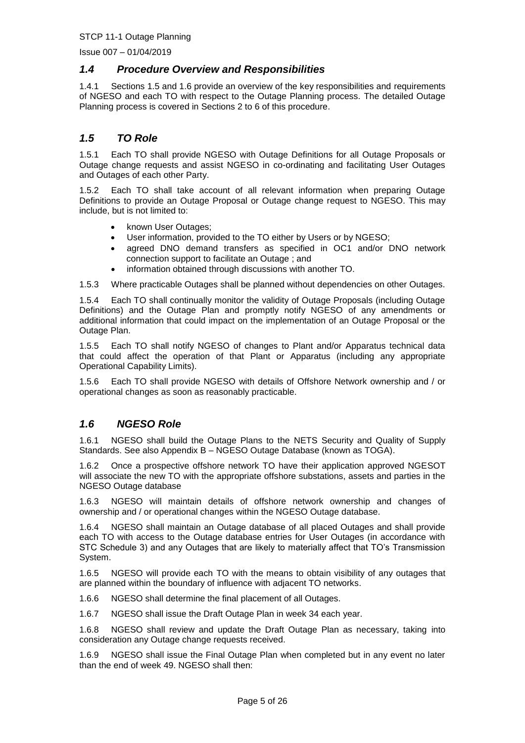## *1.4 Procedure Overview and Responsibilities*

1.4.1 Sections 1.5 and 1.6 provide an overview of the key responsibilities and requirements of NGESO and each TO with respect to the Outage Planning process. The detailed Outage Planning process is covered in Sections 2 to 6 of this procedure.

## *1.5 TO Role*

1.5.1 Each TO shall provide NGESO with Outage Definitions for all Outage Proposals or Outage change requests and assist NGESO in co-ordinating and facilitating User Outages and Outages of each other Party.

1.5.2 Each TO shall take account of all relevant information when preparing Outage Definitions to provide an Outage Proposal or Outage change request to NGESO. This may include, but is not limited to:

- known User Outages;
- User information, provided to the TO either by Users or by NGESO;
- agreed DNO demand transfers as specified in OC1 and/or DNO network connection support to facilitate an Outage ; and
- information obtained through discussions with another TO.

1.5.3 Where practicable Outages shall be planned without dependencies on other Outages.

1.5.4 Each TO shall continually monitor the validity of Outage Proposals (including Outage Definitions) and the Outage Plan and promptly notify NGESO of any amendments or additional information that could impact on the implementation of an Outage Proposal or the Outage Plan.

1.5.5 Each TO shall notify NGESO of changes to Plant and/or Apparatus technical data that could affect the operation of that Plant or Apparatus (including any appropriate Operational Capability Limits).

1.5.6 Each TO shall provide NGESO with details of Offshore Network ownership and / or operational changes as soon as reasonably practicable.

## *1.6 NGESO Role*

1.6.1 NGESO shall build the Outage Plans to the NETS Security and Quality of Supply Standards. See also Appendix B – NGESO Outage Database (known as TOGA).

1.6.2 Once a prospective offshore network TO have their application approved NGESOT will associate the new TO with the appropriate offshore substations, assets and parties in the NGESO Outage database

1.6.3 NGESO will maintain details of offshore network ownership and changes of ownership and / or operational changes within the NGESO Outage database.

1.6.4 NGESO shall maintain an Outage database of all placed Outages and shall provide each TO with access to the Outage database entries for User Outages (in accordance with STC Schedule 3) and any Outages that are likely to materially affect that TO's Transmission System.

1.6.5 NGESO will provide each TO with the means to obtain visibility of any outages that are planned within the boundary of influence with adjacent TO networks.

1.6.6 NGESO shall determine the final placement of all Outages.

1.6.7 NGESO shall issue the Draft Outage Plan in week 34 each year.

1.6.8 NGESO shall review and update the Draft Outage Plan as necessary, taking into consideration any Outage change requests received.

1.6.9 NGESO shall issue the Final Outage Plan when completed but in any event no later than the end of week 49. NGESO shall then: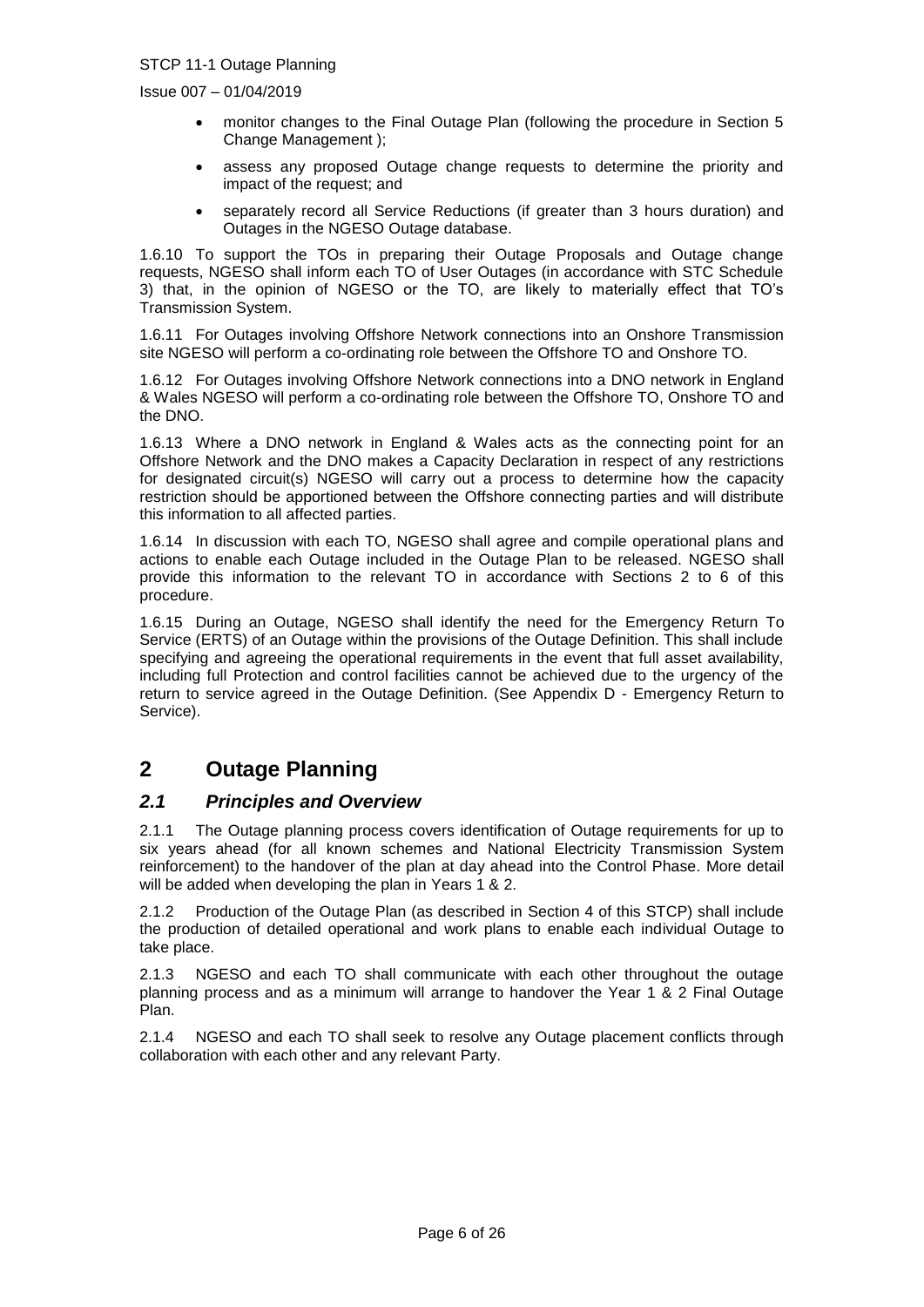- monitor changes to the Final Outage Plan (following the procedure in Section 5 Change Management );
- assess any proposed Outage change requests to determine the priority and impact of the request; and
- separately record all Service Reductions (if greater than 3 hours duration) and Outages in the NGESO Outage database.

1.6.10 To support the TOs in preparing their Outage Proposals and Outage change requests, NGESO shall inform each TO of User Outages (in accordance with STC Schedule 3) that, in the opinion of NGESO or the TO, are likely to materially effect that TO's Transmission System.

1.6.11 For Outages involving Offshore Network connections into an Onshore Transmission site NGESO will perform a co-ordinating role between the Offshore TO and Onshore TO.

1.6.12 For Outages involving Offshore Network connections into a DNO network in England & Wales NGESO will perform a co-ordinating role between the Offshore TO, Onshore TO and the DNO.

1.6.13 Where a DNO network in England & Wales acts as the connecting point for an Offshore Network and the DNO makes a Capacity Declaration in respect of any restrictions for designated circuit(s) NGESO will carry out a process to determine how the capacity restriction should be apportioned between the Offshore connecting parties and will distribute this information to all affected parties.

1.6.14 In discussion with each TO, NGESO shall agree and compile operational plans and actions to enable each Outage included in the Outage Plan to be released. NGESO shall provide this information to the relevant TO in accordance with Sections 2 to 6 of this procedure.

1.6.15 During an Outage, NGESO shall identify the need for the Emergency Return To Service (ERTS) of an Outage within the provisions of the Outage Definition. This shall include specifying and agreeing the operational requirements in the event that full asset availability, including full Protection and control facilities cannot be achieved due to the urgency of the return to service agreed in the Outage Definition. (See Appendix D - Emergency Return to Service).

# 2 Outage Planning

## *2.1 Principles and Overview*

2.1.1 The Outage planning process covers identification of Outage requirements for up to six years ahead (for all known schemes and National Electricity Transmission System reinforcement) to the handover of the plan at day ahead into the Control Phase. More detail will be added when developing the plan in Years 1 & 2.

2.1.2 Production of the Outage Plan (as described in Section 4 of this STCP) shall include the production of detailed operational and work plans to enable each individual Outage to take place.

2.1.3 NGESO and each TO shall communicate with each other throughout the outage planning process and as a minimum will arrange to handover the Year 1 & 2 Final Outage Plan.

2.1.4 NGESO and each TO shall seek to resolve any Outage placement conflicts through collaboration with each other and any relevant Party.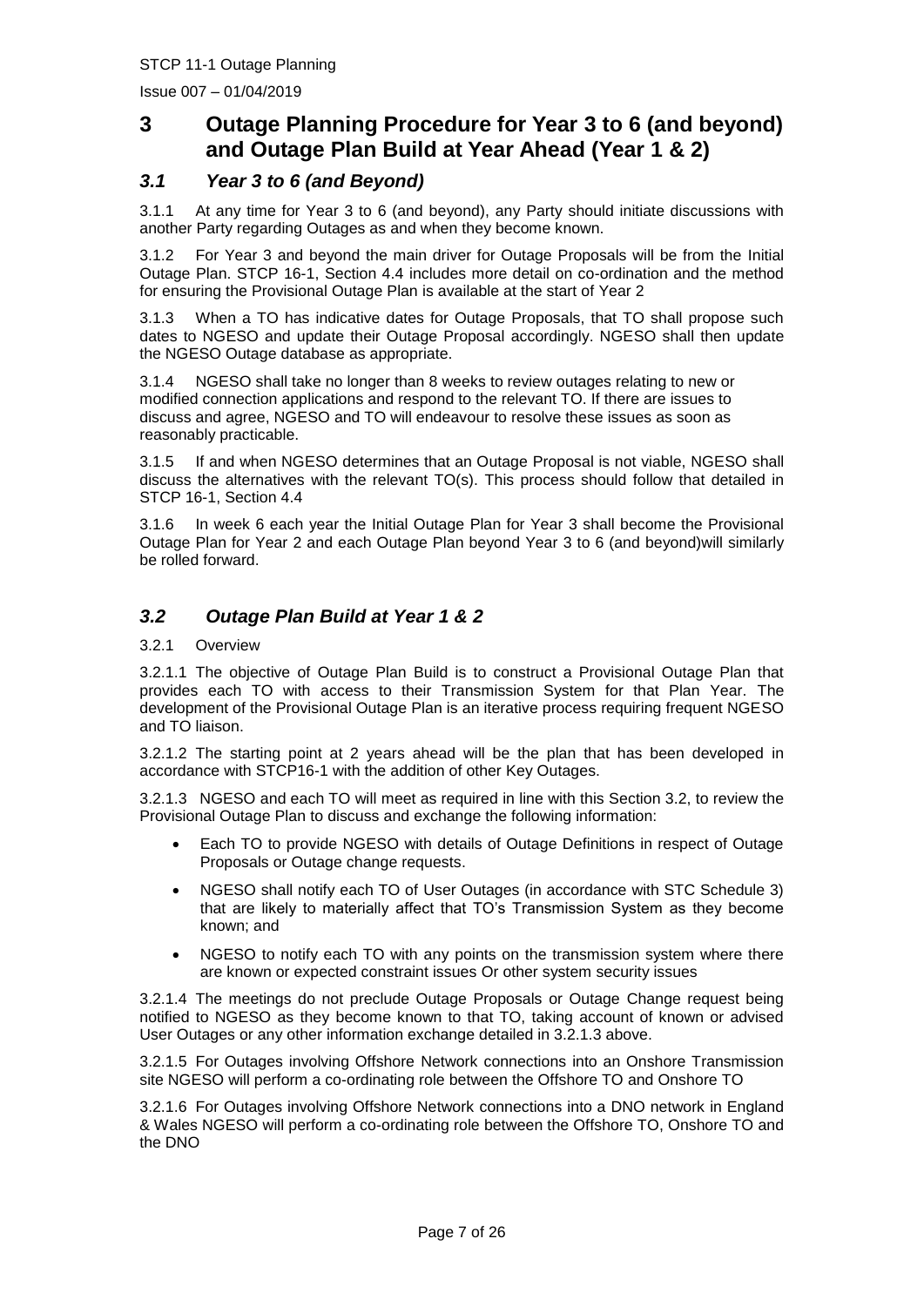# 3 Outage Planning Procedure for Year 3 to 6 (and beyond) and Outage Plan Build at Year Ahead (Year 1 & 2)

## *3.1 Year 3 to 6 (and Beyond)*

3.1.1 At any time for Year 3 to 6 (and beyond), any Party should initiate discussions with another Party regarding Outages as and when they become known.

3.1.2 For Year 3 and beyond the main driver for Outage Proposals will be from the Initial Outage Plan. STCP 16-1, Section 4.4 includes more detail on co-ordination and the method for ensuring the Provisional Outage Plan is available at the start of Year 2

3.1.3 When a TO has indicative dates for Outage Proposals, that TO shall propose such dates to NGESO and update their Outage Proposal accordingly. NGESO shall then update the NGESO Outage database as appropriate.

3.1.4 NGESO shall take no longer than 8 weeks to review outages relating to new or modified connection applications and respond to the relevant TO. If there are issues to discuss and agree, NGESO and TO will endeavour to resolve these issues as soon as reasonably practicable.

3.1.5 If and when NGESO determines that an Outage Proposal is not viable, NGESO shall discuss the alternatives with the relevant TO(s). This process should follow that detailed in STCP 16-1, Section 4.4

3.1.6 In week 6 each year the Initial Outage Plan for Year 3 shall become the Provisional Outage Plan for Year 2 and each Outage Plan beyond Year 3 to 6 (and beyond)will similarly be rolled forward.

## *3.2 Outage Plan Build at Year 1 & 2*

3.2.1 Overview

3.2.1.1 The objective of Outage Plan Build is to construct a Provisional Outage Plan that provides each TO with access to their Transmission System for that Plan Year. The development of the Provisional Outage Plan is an iterative process requiring frequent NGESO and TO liaison.

3.2.1.2 The starting point at 2 years ahead will be the plan that has been developed in accordance with STCP16-1 with the addition of other Key Outages.

3.2.1.3 NGESO and each TO will meet as required in line with this Section 3.2, to review the Provisional Outage Plan to discuss and exchange the following information:

- Each TO to provide NGESO with details of Outage Definitions in respect of Outage Proposals or Outage change requests.
- NGESO shall notify each TO of User Outages (in accordance with STC Schedule 3) that are likely to materially affect that TO's Transmission System as they become known; and
- NGESO to notify each TO with any points on the transmission system where there are known or expected constraint issues Or other system security issues

3.2.1.4 The meetings do not preclude Outage Proposals or Outage Change request being notified to NGESO as they become known to that TO, taking account of known or advised User Outages or any other information exchange detailed in 3.2.1.3 above.

3.2.1.5 For Outages involving Offshore Network connections into an Onshore Transmission site NGESO will perform a co-ordinating role between the Offshore TO and Onshore TO

3.2.1.6 For Outages involving Offshore Network connections into a DNO network in England & Wales NGESO will perform a co-ordinating role between the Offshore TO, Onshore TO and the DNO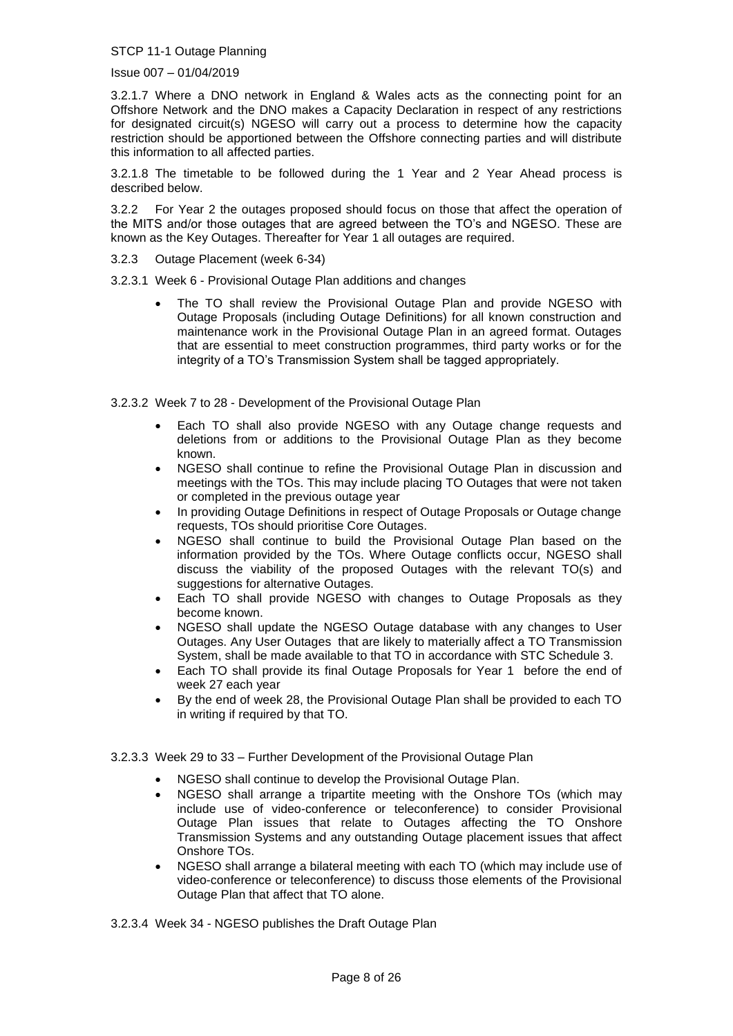3.2.1.7 Where a DNO network in England & Wales acts as the connecting point for an Offshore Network and the DNO makes a Capacity Declaration in respect of any restrictions for designated circuit(s) NGESO will carry out a process to determine how the capacity restriction should be apportioned between the Offshore connecting parties and will distribute this information to all affected parties.

3.2.1.8 The timetable to be followed during the 1 Year and 2 Year Ahead process is described below.

3.2.2 For Year 2 the outages proposed should focus on those that affect the operation of the MITS and/or those outages that are agreed between the TO's and NGESO. These are known as the Key Outages. Thereafter for Year 1 all outages are required.

3.2.3 Outage Placement (week 6-34)

3.2.3.1 Week 6 - Provisional Outage Plan additions and changes

- The TO shall review the Provisional Outage Plan and provide NGESO with Outage Proposals (including Outage Definitions) for all known construction and maintenance work in the Provisional Outage Plan in an agreed format. Outages that are essential to meet construction programmes, third party works or for the integrity of a TO's Transmission System shall be tagged appropriately.

3.2.3.2 Week 7 to 28 - Development of the Provisional Outage Plan

- Each TO shall also provide NGESO with any Outage change requests and deletions from or additions to the Provisional Outage Plan as they become known.
- NGESO shall continue to refine the Provisional Outage Plan in discussion and meetings with the TOs. This may include placing TO Outages that were not taken or completed in the previous outage year
- In providing Outage Definitions in respect of Outage Proposals or Outage change requests, TOs should prioritise Core Outages.
- NGESO shall continue to build the Provisional Outage Plan based on the information provided by the TOs. Where Outage conflicts occur, NGESO shall discuss the viability of the proposed Outages with the relevant TO(s) and suggestions for alternative Outages.
- Each TO shall provide NGESO with changes to Outage Proposals as they become known.
- NGESO shall update the NGESO Outage database with any changes to User Outages. Any User Outages that are likely to materially affect a TO Transmission System, shall be made available to that TO in accordance with STC Schedule 3.
- Each TO shall provide its final Outage Proposals for Year 1 before the end of week 27 each year
- By the end of week 28, the Provisional Outage Plan shall be provided to each TO in writing if required by that TO.

3.2.3.3 Week 29 to 33 – Further Development of the Provisional Outage Plan

- NGESO shall continue to develop the Provisional Outage Plan.
- NGESO shall arrange a tripartite meeting with the Onshore TOs (which may include use of video-conference or teleconference) to consider Provisional Outage Plan issues that relate to Outages affecting the TO Onshore Transmission Systems and any outstanding Outage placement issues that affect Onshore TOs.
- NGESO shall arrange a bilateral meeting with each TO (which may include use of video-conference or teleconference) to discuss those elements of the Provisional Outage Plan that affect that TO alone.

3.2.3.4 Week 34 - NGESO publishes the Draft Outage Plan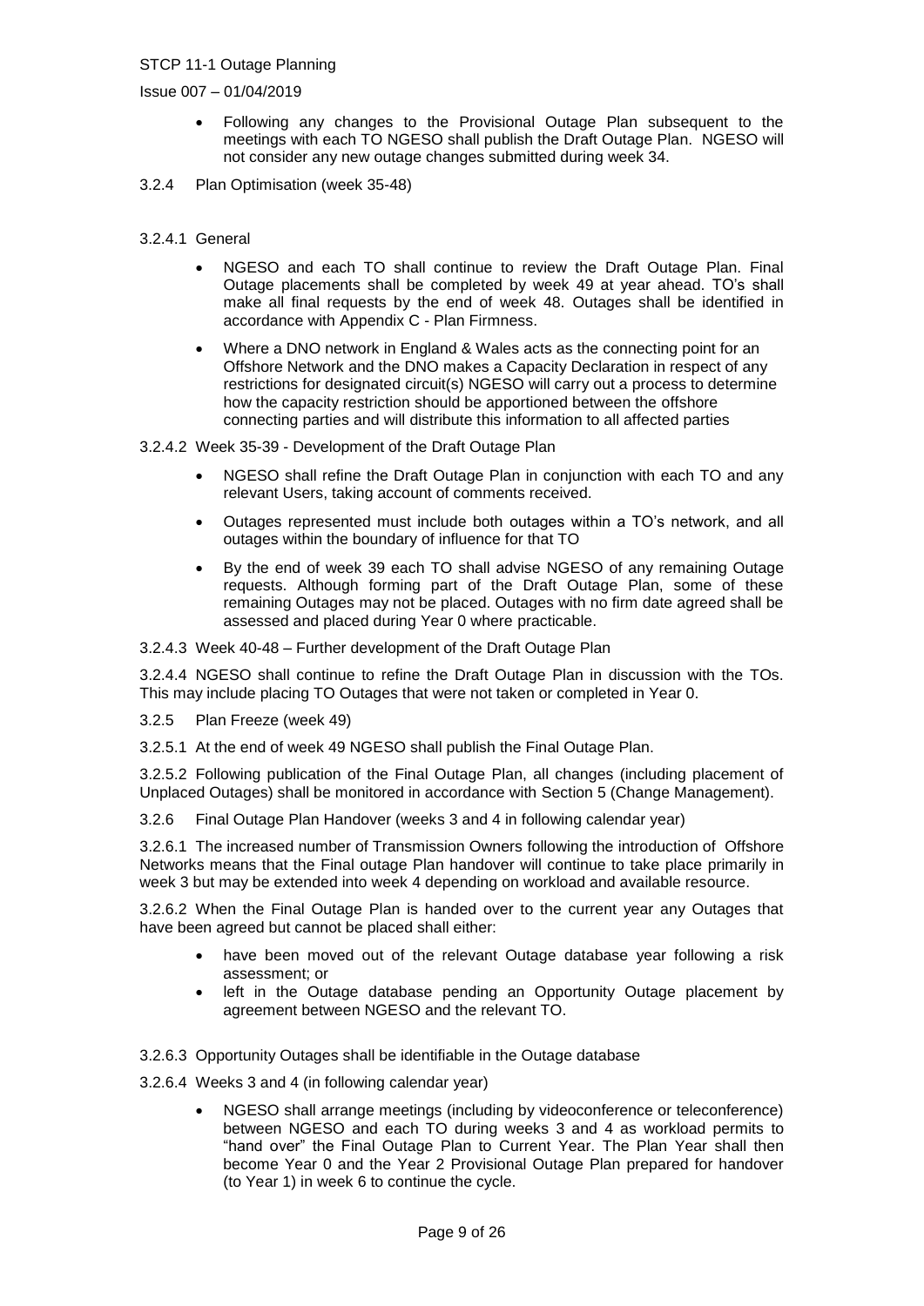- Following any changes to the Provisional Outage Plan subsequent to the meetings with each TO NGESO shall publish the Draft Outage Plan. NGESO will not consider any new outage changes submitted during week 34.

3.2.4 Plan Optimisation (week 35-48)

3.2.4.1 General

- NGESO and each TO shall continue to review the Draft Outage Plan. Final Outage placements shall be completed by week 49 at year ahead. TO's shall make all final requests by the end of week 48. Outages shall be identified in accordance with Appendix C - Plan Firmness.
- Where a DNO network in England & Wales acts as the connecting point for an Offshore Network and the DNO makes a Capacity Declaration in respect of any restrictions for designated circuit(s) NGESO will carry out a process to determine how the capacity restriction should be apportioned between the offshore connecting parties and will distribute this information to all affected parties

3.2.4.2 Week 35-39 - Development of the Draft Outage Plan

- NGESO shall refine the Draft Outage Plan in conjunction with each TO and any relevant Users, taking account of comments received.
- Outages represented must include both outages within a TO's network, and all outages within the boundary of influence for that TO
- By the end of week 39 each TO shall advise NGESO of any remaining Outage requests. Although forming part of the Draft Outage Plan, some of these remaining Outages may not be placed. Outages with no firm date agreed shall be assessed and placed during Year 0 where practicable.

3.2.4.3 Week 40-48 – Further development of the Draft Outage Plan

3.2.4.4 NGESO shall continue to refine the Draft Outage Plan in discussion with the TOs. This may include placing TO Outages that were not taken or completed in Year 0.

3.2.5 Plan Freeze (week 49)

3.2.5.1 At the end of week 49 NGESO shall publish the Final Outage Plan.

3.2.5.2 Following publication of the Final Outage Plan, all changes (including placement of Unplaced Outages) shall be monitored in accordance with Section 5 (Change Management).

3.2.6 Final Outage Plan Handover (weeks 3 and 4 in following calendar year)

3.2.6.1 The increased number of Transmission Owners following the introduction of Offshore Networks means that the Final outage Plan handover will continue to take place primarily in week 3 but may be extended into week 4 depending on workload and available resource.

3.2.6.2 When the Final Outage Plan is handed over to the current year any Outages that have been agreed but cannot be placed shall either:

- have been moved out of the relevant Outage database year following a risk assessment; or
- left in the Outage database pending an Opportunity Outage placement by agreement between NGESO and the relevant TO.

3.2.6.3 Opportunity Outages shall be identifiable in the Outage database

3.2.6.4 Weeks 3 and 4 (in following calendar year)

- NGESO shall arrange meetings (including by videoconference or teleconference) between NGESO and each TO during weeks 3 and 4 as workload permits to "hand over" the Final Outage Plan to Current Year. The Plan Year shall then become Year 0 and the Year 2 Provisional Outage Plan prepared for handover (to Year 1) in week 6 to continue the cycle.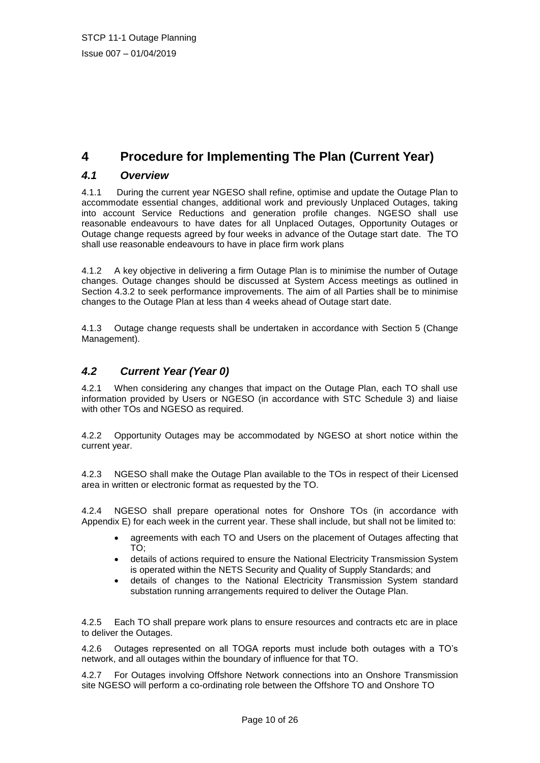# 4 Procedure for Implementing The Plan (Current Year)

## *4.1 Overview*

4.1.1 During the current year NGESO shall refine, optimise and update the Outage Plan to accommodate essential changes, additional work and previously Unplaced Outages, taking into account Service Reductions and generation profile changes. NGESO shall use reasonable endeavours to have dates for all Unplaced Outages, Opportunity Outages or Outage change requests agreed by four weeks in advance of the Outage start date. The TO shall use reasonable endeavours to have in place firm work plans

4.1.2 A key objective in delivering a firm Outage Plan is to minimise the number of Outage changes. Outage changes should be discussed at System Access meetings as outlined in Section 4.3.2 to seek performance improvements. The aim of all Parties shall be to minimise changes to the Outage Plan at less than 4 weeks ahead of Outage start date.

4.1.3 Outage change requests shall be undertaken in accordance with Section 5 (Change Management).

## *4.2 Current Year (Year 0)*

4.2.1 When considering any changes that impact on the Outage Plan, each TO shall use information provided by Users or NGESO (in accordance with STC Schedule 3) and liaise with other TOs and NGESO as required.

4.2.2 Opportunity Outages may be accommodated by NGESO at short notice within the current year.

4.2.3 NGESO shall make the Outage Plan available to the TOs in respect of their Licensed area in written or electronic format as requested by the TO.

4.2.4 NGESO shall prepare operational notes for Onshore TOs (in accordance with Appendix E) for each week in the current year. These shall include, but shall not be limited to:

- agreements with each TO and Users on the placement of Outages affecting that TO;
- details of actions required to ensure the National Electricity Transmission System is operated within the NETS Security and Quality of Supply Standards; and
- details of changes to the National Electricity Transmission System standard substation running arrangements required to deliver the Outage Plan.

4.2.5 Each TO shall prepare work plans to ensure resources and contracts etc are in place to deliver the Outages.

4.2.6 Outages represented on all TOGA reports must include both outages with a TO's network, and all outages within the boundary of influence for that TO.

4.2.7 For Outages involving Offshore Network connections into an Onshore Transmission site NGESO will perform a co-ordinating role between the Offshore TO and Onshore TO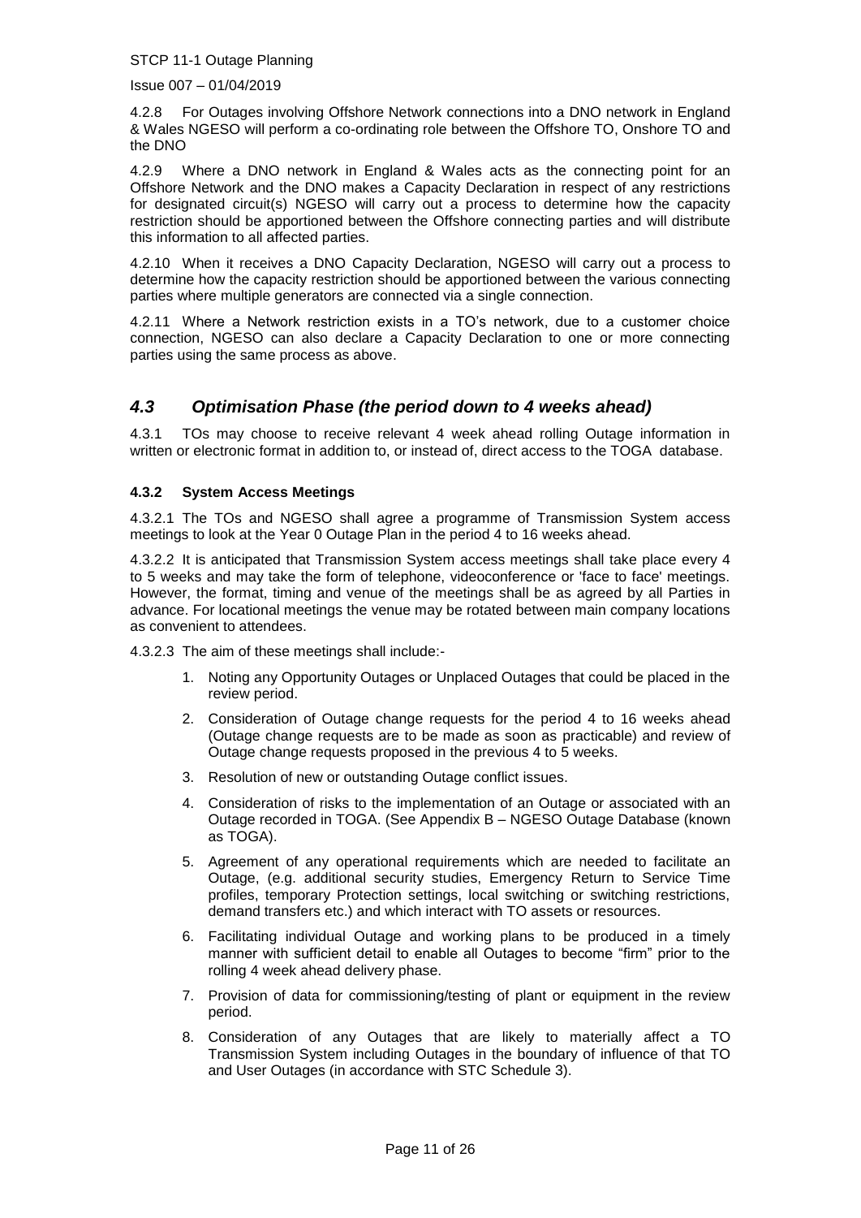4.2.8 For Outages involving Offshore Network connections into a DNO network in England & Wales NGESO will perform a co-ordinating role between the Offshore TO, Onshore TO and the DNO

4.2.9 Where a DNO network in England & Wales acts as the connecting point for an Offshore Network and the DNO makes a Capacity Declaration in respect of any restrictions for designated circuit(s) NGESO will carry out a process to determine how the capacity restriction should be apportioned between the Offshore connecting parties and will distribute this information to all affected parties.

4.2.10 When it receives a DNO Capacity Declaration, NGESO will carry out a process to determine how the capacity restriction should be apportioned between the various connecting parties where multiple generators are connected via a single connection.

4.2.11 Where a Network restriction exists in a TO's network, due to a customer choice connection, NGESO can also declare a Capacity Declaration to one or more connecting parties using the same process as above.

## *4.3 Optimisation Phase (the period down to 4 weeks ahead)*

4.3.1 TOs may choose to receive relevant 4 week ahead rolling Outage information in written or electronic format in addition to, or instead of, direct access to the TOGA database.

### 4.3.2 System Access Meetings

4.3.2.1 The TOs and NGESO shall agree a programme of Transmission System access meetings to look at the Year 0 Outage Plan in the period 4 to 16 weeks ahead.

4.3.2.2 It is anticipated that Transmission System access meetings shall take place every 4 to 5 weeks and may take the form of telephone, videoconference or 'face to face' meetings. However, the format, timing and venue of the meetings shall be as agreed by all Parties in advance. For locational meetings the venue may be rotated between main company locations as convenient to attendees.

4.3.2.3 The aim of these meetings shall include:-

1. Noting any Opportunity Outages or Unplaced Outages that could be placed in the review period.
2. Consideration of Outage change requests for the period 4 to 16 weeks ahead (Outage change requests are to be made as soon as practicable) and review of Outage change requests proposed in the previous 4 to 5 weeks.
3. Resolution of new or outstanding Outage conflict issues.
4. Consideration of risks to the implementation of an Outage or associated with an Outage recorded in TOGA. (See Appendix B – NGESO Outage Database (known as TOGA).
5. Agreement of any operational requirements which are needed to facilitate an Outage, (e.g. additional security studies, Emergency Return to Service Time profiles, temporary Protection settings, local switching or switching restrictions, demand transfers etc.) and which interact with TO assets or resources.
6. Facilitating individual Outage and working plans to be produced in a timely manner with sufficient detail to enable all Outages to become "firm" prior to the rolling 4 week ahead delivery phase.
7. Provision of data for commissioning/testing of plant or equipment in the review period.
8. Consideration of any Outages that are likely to materially affect a TO Transmission System including Outages in the boundary of influence of that TO and User Outages (in accordance with STC Schedule 3).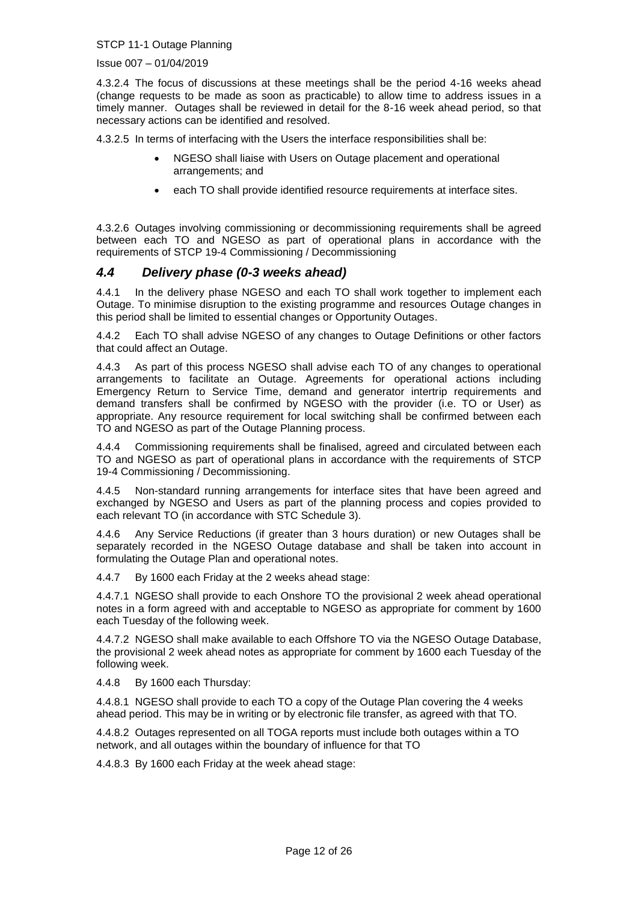4.3.2.4 The focus of discussions at these meetings shall be the period 4-16 weeks ahead (change requests to be made as soon as practicable) to allow time to address issues in a timely manner. Outages shall be reviewed in detail for the 8-16 week ahead period, so that necessary actions can be identified and resolved.

4.3.2.5 In terms of interfacing with the Users the interface responsibilities shall be:

- NGESO shall liaise with Users on Outage placement and operational arrangements; and
- each TO shall provide identified resource requirements at interface sites.

4.3.2.6 Outages involving commissioning or decommissioning requirements shall be agreed between each TO and NGESO as part of operational plans in accordance with the requirements of STCP 19-4 Commissioning / Decommissioning

## *4.4 Delivery phase (0-3 weeks ahead)*

4.4.1 In the delivery phase NGESO and each TO shall work together to implement each Outage. To minimise disruption to the existing programme and resources Outage changes in this period shall be limited to essential changes or Opportunity Outages.

4.4.2 Each TO shall advise NGESO of any changes to Outage Definitions or other factors that could affect an Outage.

4.4.3 As part of this process NGESO shall advise each TO of any changes to operational arrangements to facilitate an Outage. Agreements for operational actions including Emergency Return to Service Time, demand and generator intertrip requirements and demand transfers shall be confirmed by NGESO with the provider (i.e. TO or User) as appropriate. Any resource requirement for local switching shall be confirmed between each TO and NGESO as part of the Outage Planning process.

4.4.4 Commissioning requirements shall be finalised, agreed and circulated between each TO and NGESO as part of operational plans in accordance with the requirements of STCP 19-4 Commissioning / Decommissioning.

4.4.5 Non-standard running arrangements for interface sites that have been agreed and exchanged by NGESO and Users as part of the planning process and copies provided to each relevant TO (in accordance with STC Schedule 3).

4.4.6 Any Service Reductions (if greater than 3 hours duration) or new Outages shall be separately recorded in the NGESO Outage database and shall be taken into account in formulating the Outage Plan and operational notes.

4.4.7 By 1600 each Friday at the 2 weeks ahead stage:

4.4.7.1 NGESO shall provide to each Onshore TO the provisional 2 week ahead operational notes in a form agreed with and acceptable to NGESO as appropriate for comment by 1600 each Tuesday of the following week.

4.4.7.2 NGESO shall make available to each Offshore TO via the NGESO Outage Database, the provisional 2 week ahead notes as appropriate for comment by 1600 each Tuesday of the following week.

4.4.8 By 1600 each Thursday:

4.4.8.1 NGESO shall provide to each TO a copy of the Outage Plan covering the 4 weeks ahead period. This may be in writing or by electronic file transfer, as agreed with that TO.

4.4.8.2 Outages represented on all TOGA reports must include both outages within a TO network, and all outages within the boundary of influence for that TO

4.4.8.3 By 1600 each Friday at the week ahead stage: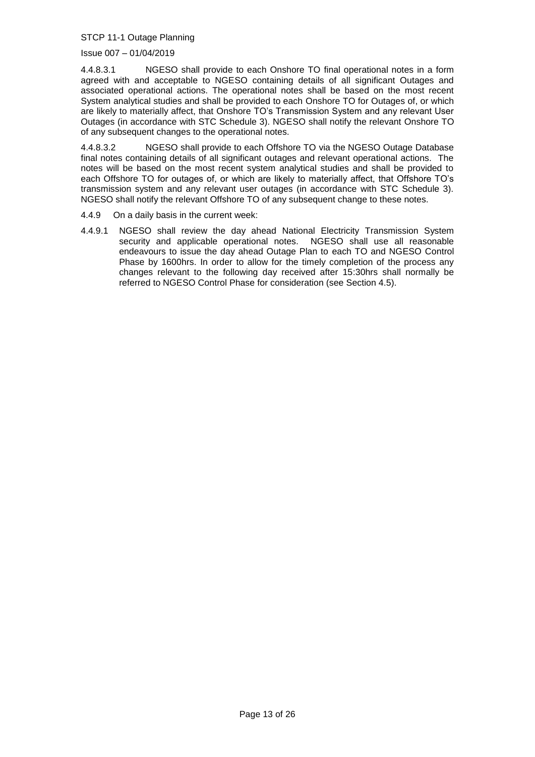4.4.8.3.1 NGESO shall provide to each Onshore TO final operational notes in a form agreed with and acceptable to NGESO containing details of all significant Outages and associated operational actions. The operational notes shall be based on the most recent System analytical studies and shall be provided to each Onshore TO for Outages of, or which are likely to materially affect, that Onshore TO's Transmission System and any relevant User Outages (in accordance with STC Schedule 3). NGESO shall notify the relevant Onshore TO of any subsequent changes to the operational notes.

4.4.8.3.2 NGESO shall provide to each Offshore TO via the NGESO Outage Database final notes containing details of all significant outages and relevant operational actions. The notes will be based on the most recent system analytical studies and shall be provided to each Offshore TO for outages of, or which are likely to materially affect, that Offshore TO's transmission system and any relevant user outages (in accordance with STC Schedule 3). NGESO shall notify the relevant Offshore TO of any subsequent change to these notes.

4.4.9 On a daily basis in the current week:

4.4.9.1 NGESO shall review the day ahead National Electricity Transmission System security and applicable operational notes. NGESO shall use all reasonable endeavours to issue the day ahead Outage Plan to each TO and NGESO Control Phase by 1600hrs. In order to allow for the timely completion of the process any changes relevant to the following day received after 15:30hrs shall normally be referred to NGESO Control Phase for consideration (see Section 4.5).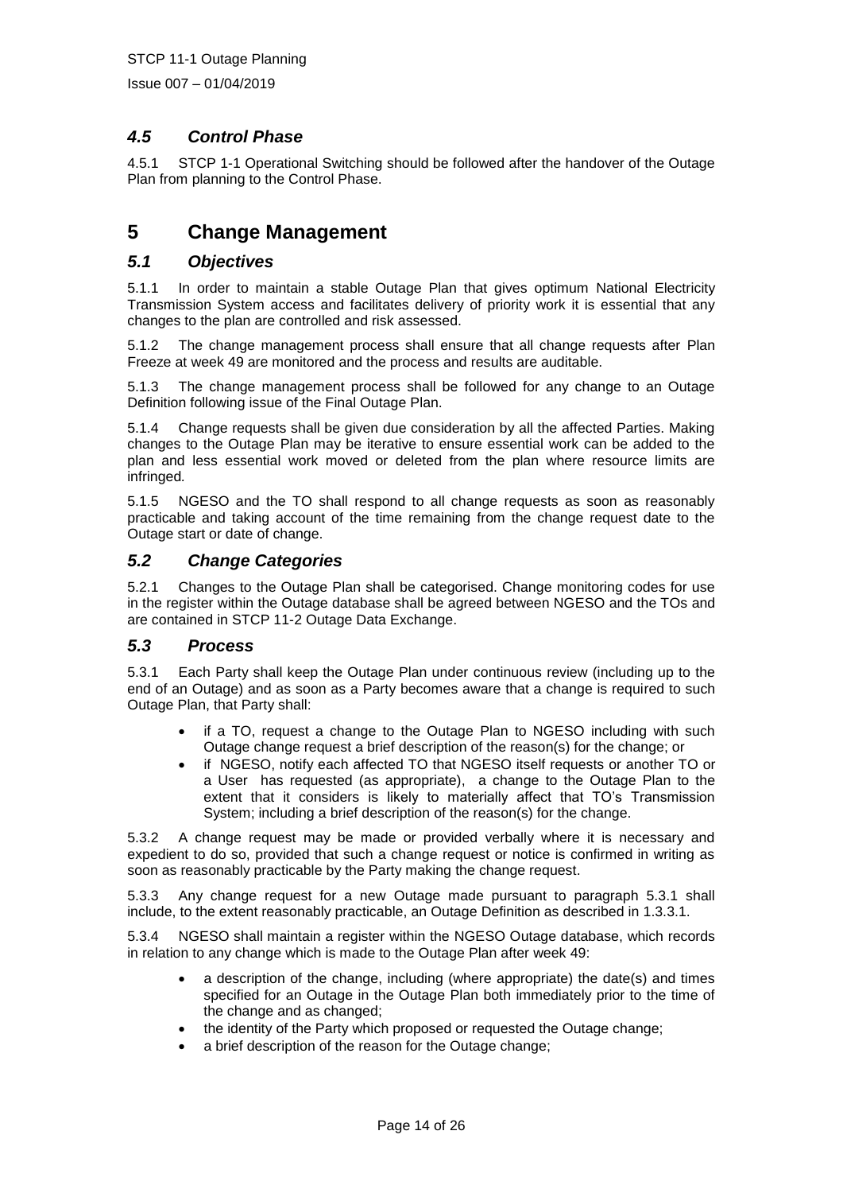### *4.5 Control Phase*

4.5.1 STCP 1-1 Operational Switching should be followed after the handover of the Outage Plan from planning to the Control Phase.

## 5 Change Management

### *5.1 Objectives*

5.1.1 In order to maintain a stable Outage Plan that gives optimum National Electricity Transmission System access and facilitates delivery of priority work it is essential that any changes to the plan are controlled and risk assessed.

5.1.2 The change management process shall ensure that all change requests after Plan Freeze at week 49 are monitored and the process and results are auditable.

5.1.3 The change management process shall be followed for any change to an Outage Definition following issue of the Final Outage Plan.

5.1.4 Change requests shall be given due consideration by all the affected Parties. Making changes to the Outage Plan may be iterative to ensure essential work can be added to the plan and less essential work moved or deleted from the plan where resource limits are infringed.

5.1.5 NGESO and the TO shall respond to all change requests as soon as reasonably practicable and taking account of the time remaining from the change request date to the Outage start or date of change.

### *5.2 Change Categories*

5.2.1 Changes to the Outage Plan shall be categorised. Change monitoring codes for use in the register within the Outage database shall be agreed between NGESO and the TOs and are contained in STCP 11-2 Outage Data Exchange.

### *5.3 Process*

5.3.1 Each Party shall keep the Outage Plan under continuous review (including up to the end of an Outage) and as soon as a Party becomes aware that a change is required to such Outage Plan, that Party shall:

- if a TO, request a change to the Outage Plan to NGESO including with such Outage change request a brief description of the reason(s) for the change; or
- if NGESO, notify each affected TO that NGESO itself requests or another TO or a User has requested (as appropriate), a change to the Outage Plan to the extent that it considers is likely to materially affect that TO's Transmission System; including a brief description of the reason(s) for the change.

5.3.2 A change request may be made or provided verbally where it is necessary and expedient to do so, provided that such a change request or notice is confirmed in writing as soon as reasonably practicable by the Party making the change request.

5.3.3 Any change request for a new Outage made pursuant to paragraph 5.3.1 shall include, to the extent reasonably practicable, an Outage Definition as described in 1.3.3.1.

5.3.4 NGESO shall maintain a register within the NGESO Outage database, which records in relation to any change which is made to the Outage Plan after week 49:

- a description of the change, including (where appropriate) the date(s) and times specified for an Outage in the Outage Plan both immediately prior to the time of the change and as changed;
- the identity of the Party which proposed or requested the Outage change;
- a brief description of the reason for the Outage change;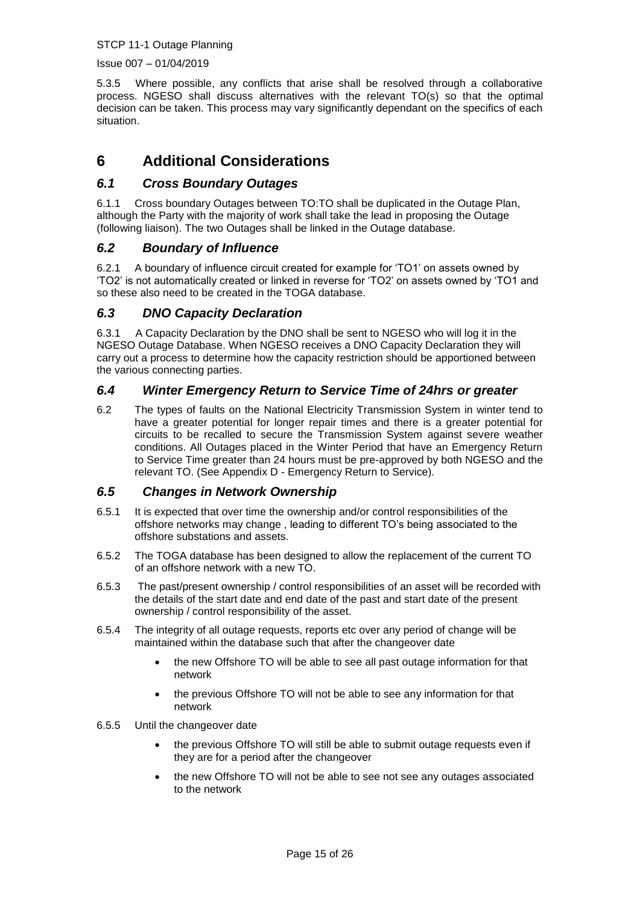5.3.5 Where possible, any conflicts that arise shall be resolved through a collaborative process. NGESO shall discuss alternatives with the relevant TO(s) so that the optimal decision can be taken. This process may vary significantly dependant on the specifics of each situation.

# 6 Additional Considerations

## *6.1 Cross Boundary Outages*

6.1.1 Cross boundary Outages between TO:TO shall be duplicated in the Outage Plan, although the Party with the majority of work shall take the lead in proposing the Outage (following liaison). The two Outages shall be linked in the Outage database.

## *6.2 Boundary of Influence*

6.2.1 A boundary of influence circuit created for example for 'TO1' on assets owned by 'TO2' is not automatically created or linked in reverse for 'TO2' on assets owned by 'TO1 and so these also need to be created in the TOGA database.

## *6.3 DNO Capacity Declaration*

6.3.1 A Capacity Declaration by the DNO shall be sent to NGESO who will log it in the NGESO Outage Database. When NGESO receives a DNO Capacity Declaration they will carry out a process to determine how the capacity restriction should be apportioned between the various connecting parties.

## *6.4 Winter Emergency Return to Service Time of 24hrs or greater*

6.2 The types of faults on the National Electricity Transmission System in winter tend to have a greater potential for longer repair times and there is a greater potential for circuits to be recalled to secure the Transmission System against severe weather conditions. All Outages placed in the Winter Period that have an Emergency Return to Service Time greater than 24 hours must be pre-approved by both NGESO and the relevant TO. (See Appendix D - Emergency Return to Service).

## *6.5 Changes in Network Ownership*

6.5.1 It is expected that over time the ownership and/or control responsibilities of the offshore networks may change , leading to different TO's being associated to the offshore substations and assets.

6.5.2 The TOGA database has been designed to allow the replacement of the current TO of an offshore network with a new TO.

6.5.3 The past/present ownership / control responsibilities of an asset will be recorded with the details of the start date and end date of the past and start date of the present ownership / control responsibility of the asset.

6.5.4 The integrity of all outage requests, reports etc over any period of change will be maintained within the database such that after the changeover date

- the new Offshore TO will be able to see all past outage information for that network
- the previous Offshore TO will not be able to see any information for that network

6.5.5 Until the changeover date

- the previous Offshore TO will still be able to submit outage requests even if they are for a period after the changeover
- the new Offshore TO will not be able to see not see any outages associated to the network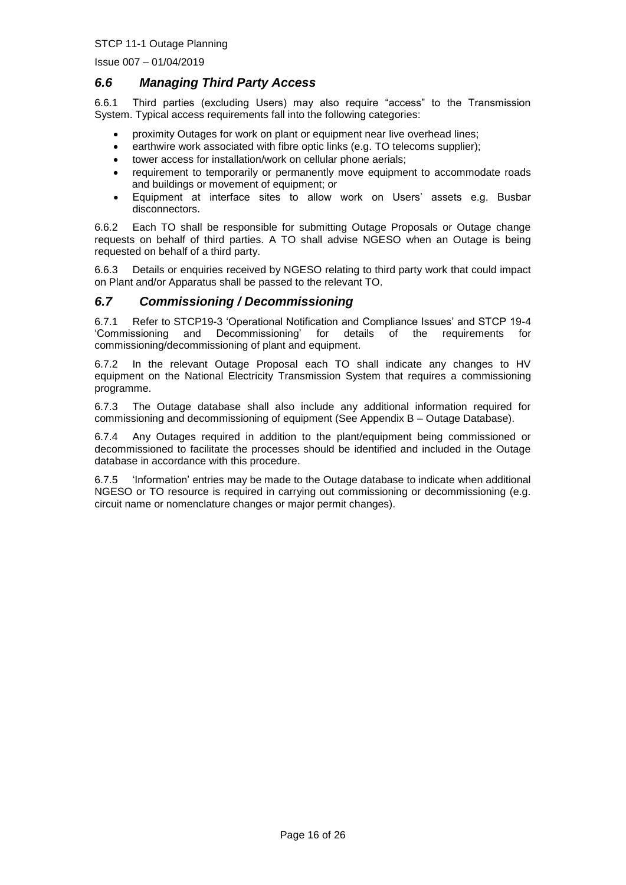## *6.6 Managing Third Party Access*

6.6.1 Third parties (excluding Users) may also require "access" to the Transmission System. Typical access requirements fall into the following categories:

- proximity Outages for work on plant or equipment near live overhead lines;
- earthwire work associated with fibre optic links (e.g. TO telecoms supplier);
- tower access for installation/work on cellular phone aerials;
- requirement to temporarily or permanently move equipment to accommodate roads and buildings or movement of equipment; or
- Equipment at interface sites to allow work on Users' assets e.g. Busbar disconnectors.

6.6.2 Each TO shall be responsible for submitting Outage Proposals or Outage change requests on behalf of third parties. A TO shall advise NGESO when an Outage is being requested on behalf of a third party.

6.6.3 Details or enquiries received by NGESO relating to third party work that could impact on Plant and/or Apparatus shall be passed to the relevant TO.

## *6.7 Commissioning / Decommissioning*

6.7.1 Refer to STCP19-3 'Operational Notification and Compliance Issues' and STCP 19-4 'Commissioning and Decommissioning' for details of the requirements for commissioning/decommissioning of plant and equipment.

6.7.2 In the relevant Outage Proposal each TO shall indicate any changes to HV equipment on the National Electricity Transmission System that requires a commissioning programme.

6.7.3 The Outage database shall also include any additional information required for commissioning and decommissioning of equipment (See Appendix B – Outage Database).

6.7.4 Any Outages required in addition to the plant/equipment being commissioned or decommissioned to facilitate the processes should be identified and included in the Outage database in accordance with this procedure.

6.7.5 'Information' entries may be made to the Outage database to indicate when additional NGESO or TO resource is required in carrying out commissioning or decommissioning (e.g. circuit name or nomenclature changes or major permit changes).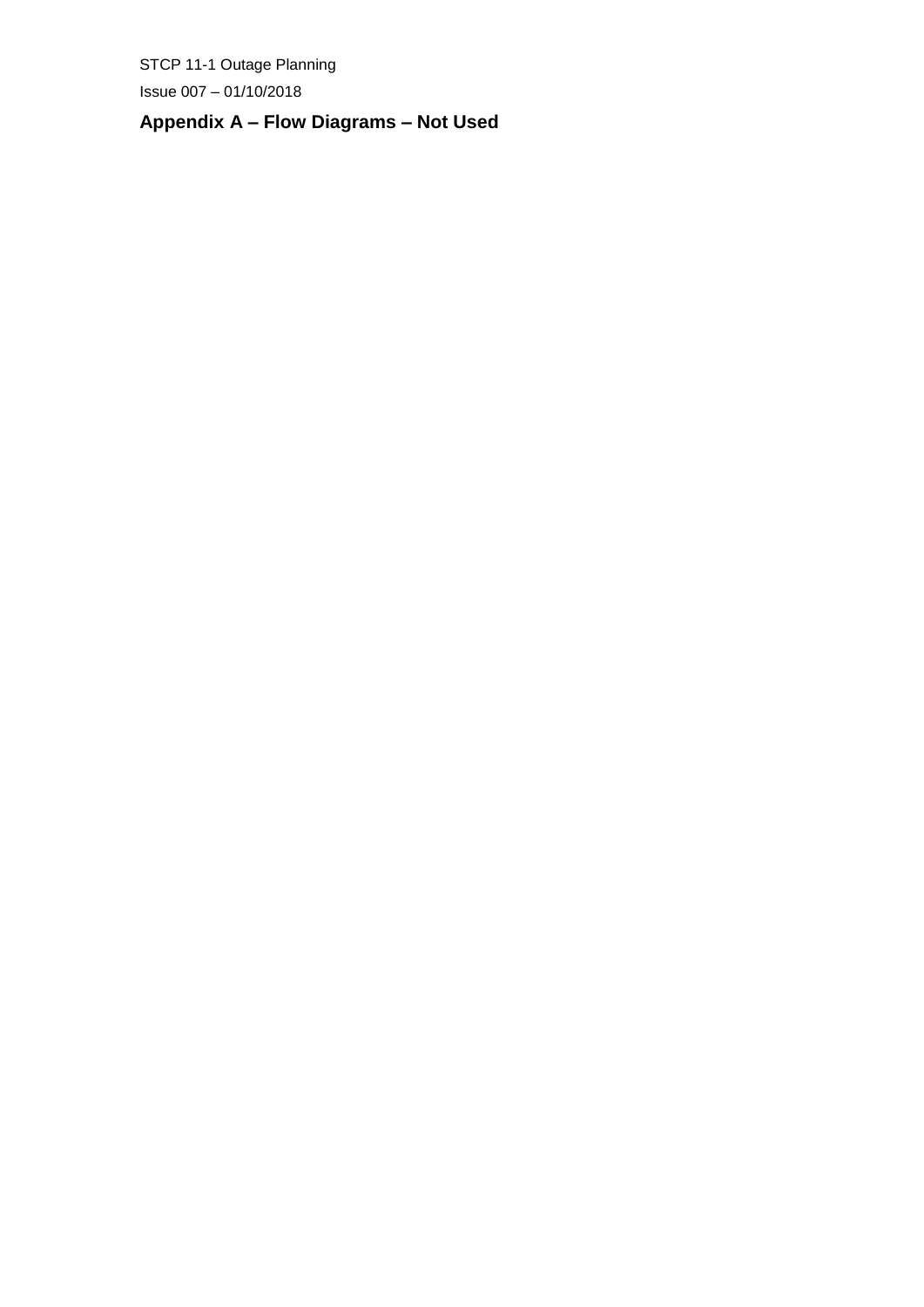## Appendix A – Flow Diagrams – Not Used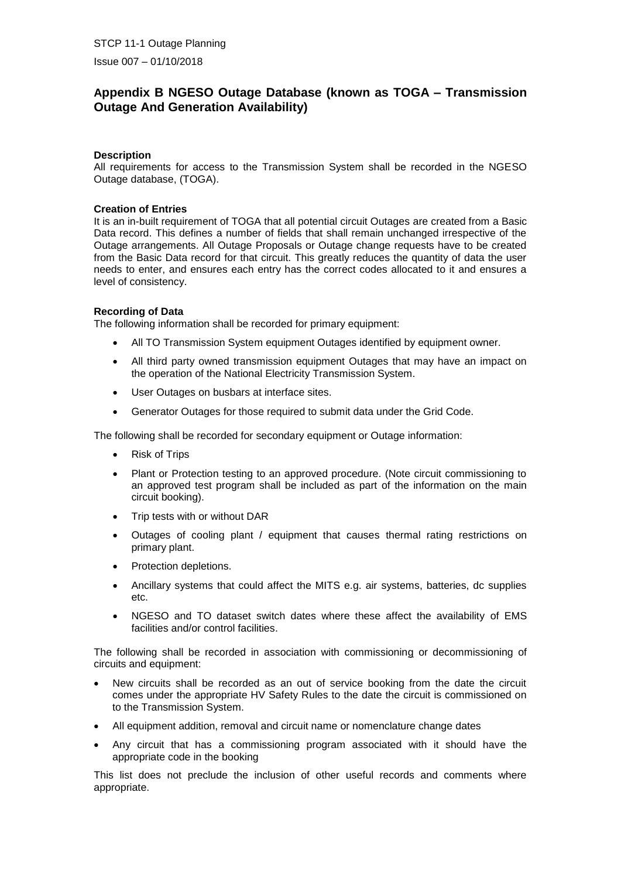## Appendix B NGESO Outage Database (known as TOGA – Transmission Outage And Generation Availability)

**Description**

All requirements for access to the Transmission System shall be recorded in the NGESO Outage database, (TOGA).

**Creation of Entries**

It is an in-built requirement of TOGA that all potential circuit Outages are created from a Basic Data record. This defines a number of fields that shall remain unchanged irrespective of the Outage arrangements. All Outage Proposals or Outage change requests have to be created from the Basic Data record for that circuit. This greatly reduces the quantity of data the user needs to enter, and ensures each entry has the correct codes allocated to it and ensures a level of consistency.

**Recording of Data**

The following information shall be recorded for primary equipment:

- All TO Transmission System equipment Outages identified by equipment owner.
- All third party owned transmission equipment Outages that may have an impact on the operation of the National Electricity Transmission System.
- User Outages on busbars at interface sites.
- Generator Outages for those required to submit data under the Grid Code.

The following shall be recorded for secondary equipment or Outage information:

- Risk of Trips
- Plant or Protection testing to an approved procedure. (Note circuit commissioning to an approved test program shall be included as part of the information on the main circuit booking).
- Trip tests with or without DAR
- Outages of cooling plant / equipment that causes thermal rating restrictions on primary plant.
- Protection depletions.
- Ancillary systems that could affect the MITS e.g. air systems, batteries, dc supplies etc.
- NGESO and TO dataset switch dates where these affect the availability of EMS facilities and/or control facilities.

The following shall be recorded in association with commissioning or decommissioning of circuits and equipment:

- New circuits shall be recorded as an out of service booking from the date the circuit comes under the appropriate HV Safety Rules to the date the circuit is commissioned on to the Transmission System.
- All equipment addition, removal and circuit name or nomenclature change dates
- Any circuit that has a commissioning program associated with it should have the appropriate code in the booking

This list does not preclude the inclusion of other useful records and comments where appropriate.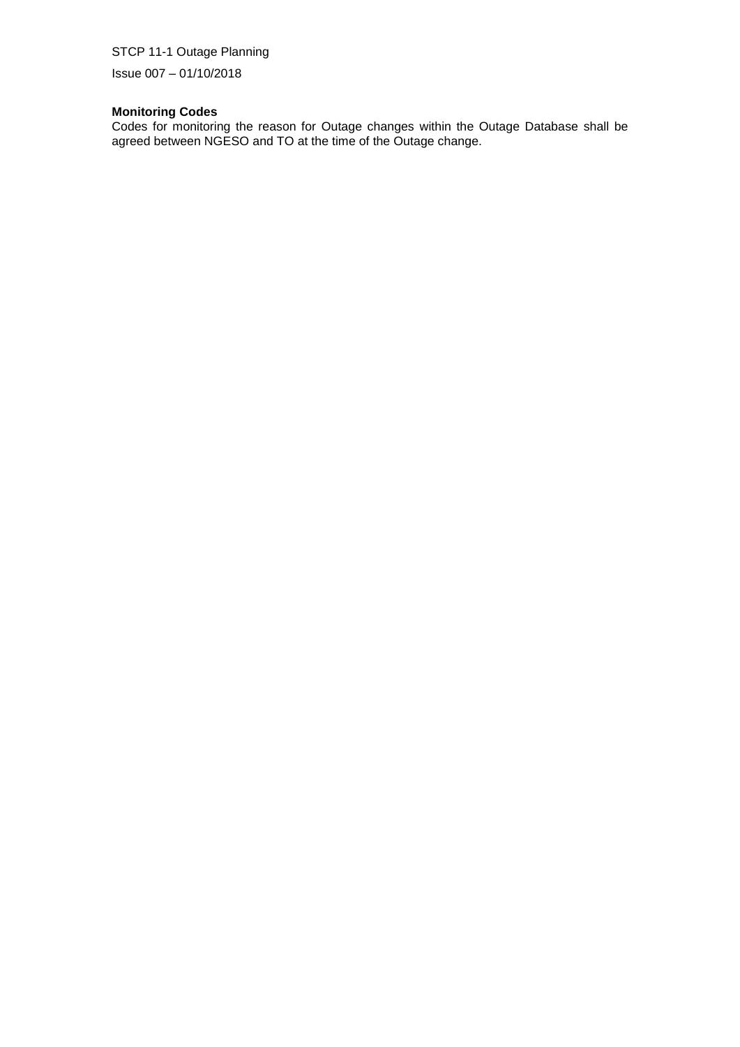**Monitoring Codes**

Codes for monitoring the reason for Outage changes within the Outage Database shall be agreed between NGESO and TO at the time of the Outage change.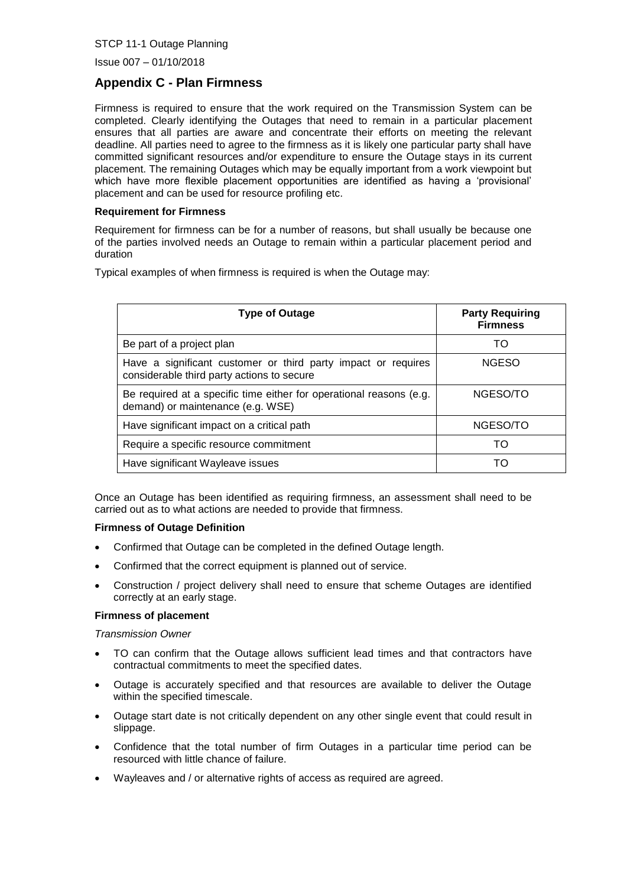## Appendix C - Plan Firmness

Firmness is required to ensure that the work required on the Transmission System can be completed. Clearly identifying the Outages that need to remain in a particular placement ensures that all parties are aware and concentrate their efforts on meeting the relevant deadline. All parties need to agree to the firmness as it is likely one particular party shall have committed significant resources and/or expenditure to ensure the Outage stays in its current placement. The remaining Outages which may be equally important from a work viewpoint but which have more flexible placement opportunities are identified as having a 'provisional' placement and can be used for resource profiling etc.

**Requirement for Firmness**

Requirement for firmness can be for a number of reasons, but shall usually be because one of the parties involved needs an Outage to remain within a particular placement period and duration

Typical examples of when firmness is required is when the Outage may:

| Type of Outage | Party Requiring Firmness |
|---|---|
| Be part of a project plan | TO |
| Have a significant customer or third party impact or requires considerable third party actions to secure | NGESO |
| Be required at a specific time either for operational reasons (e.g. demand) or maintenance (e.g. WSE) | NGESO/TO |
| Have significant impact on a critical path | NGESO/TO |
| Require a specific resource commitment | TO |
| Have significant Wayleave issues | TO |

Once an Outage has been identified as requiring firmness, an assessment shall need to be carried out as to what actions are needed to provide that firmness.

**Firmness of Outage Definition**

- Confirmed that Outage can be completed in the defined Outage length.
- Confirmed that the correct equipment is planned out of service.
- Construction / project delivery shall need to ensure that scheme Outages are identified correctly at an early stage.

**Firmness of placement**

*Transmission Owner*

- TO can confirm that the Outage allows sufficient lead times and that contractors have contractual commitments to meet the specified dates.
- Outage is accurately specified and that resources are available to deliver the Outage within the specified timescale.
- Outage start date is not critically dependent on any other single event that could result in slippage.
- Confidence that the total number of firm Outages in a particular time period can be resourced with little chance of failure.
- Wayleaves and / or alternative rights of access as required are agreed.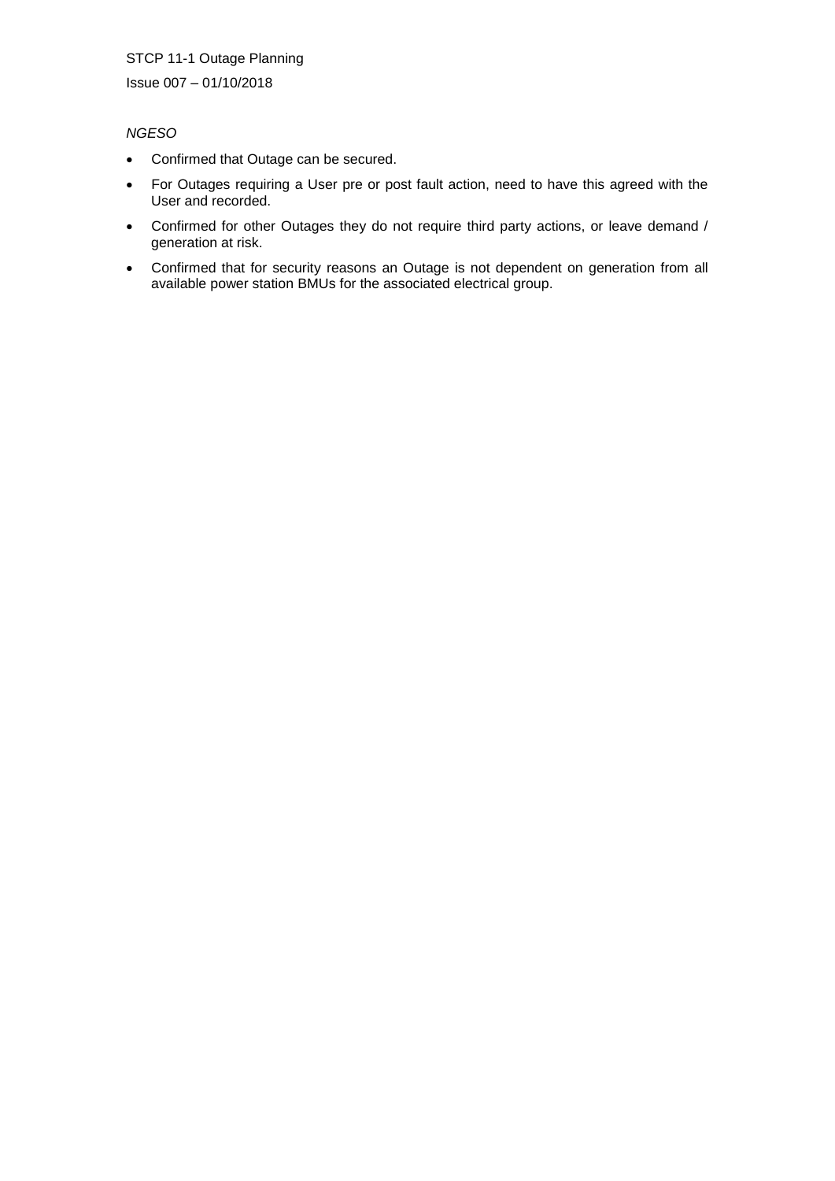*NGESO*

- Confirmed that Outage can be secured.
- For Outages requiring a User pre or post fault action, need to have this agreed with the User and recorded.
- Confirmed for other Outages they do not require third party actions, or leave demand / generation at risk.
- Confirmed that for security reasons an Outage is not dependent on generation from all available power station BMUs for the associated electrical group.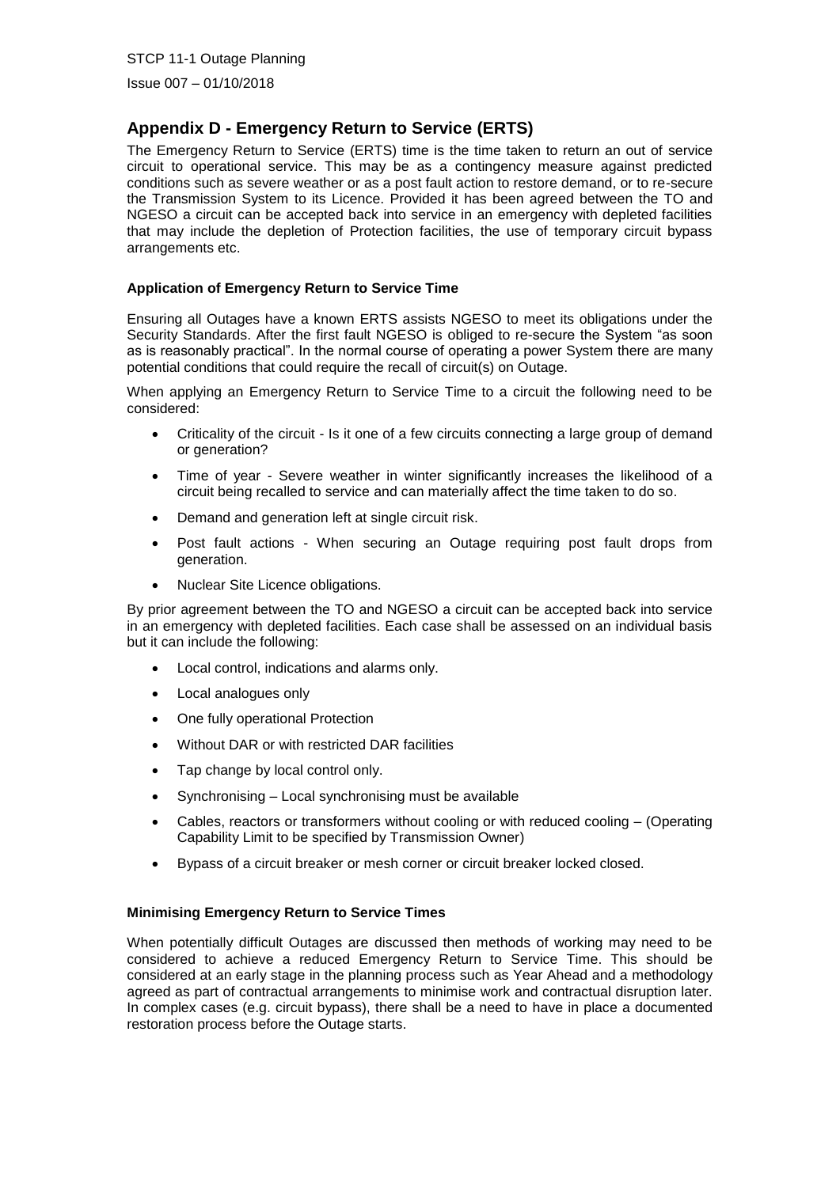## Appendix D - Emergency Return to Service (ERTS)

The Emergency Return to Service (ERTS) time is the time taken to return an out of service circuit to operational service. This may be as a contingency measure against predicted conditions such as severe weather or as a post fault action to restore demand, or to re-secure the Transmission System to its Licence. Provided it has been agreed between the TO and NGESO a circuit can be accepted back into service in an emergency with depleted facilities that may include the depletion of Protection facilities, the use of temporary circuit bypass arrangements etc.

### Application of Emergency Return to Service Time

Ensuring all Outages have a known ERTS assists NGESO to meet its obligations under the Security Standards. After the first fault NGESO is obliged to re-secure the System "as soon as is reasonably practical". In the normal course of operating a power System there are many potential conditions that could require the recall of circuit(s) on Outage.

When applying an Emergency Return to Service Time to a circuit the following need to be considered:

- Criticality of the circuit - Is it one of a few circuits connecting a large group of demand or generation?
- Time of year - Severe weather in winter significantly increases the likelihood of a circuit being recalled to service and can materially affect the time taken to do so.
- Demand and generation left at single circuit risk.
- Post fault actions - When securing an Outage requiring post fault drops from generation.
- Nuclear Site Licence obligations.

By prior agreement between the TO and NGESO a circuit can be accepted back into service in an emergency with depleted facilities. Each case shall be assessed on an individual basis but it can include the following:

- Local control, indications and alarms only.
- Local analogues only
- One fully operational Protection
- Without DAR or with restricted DAR facilities
- Tap change by local control only.
- Synchronising – Local synchronising must be available
- Cables, reactors or transformers without cooling or with reduced cooling – (Operating Capability Limit to be specified by Transmission Owner)
- Bypass of a circuit breaker or mesh corner or circuit breaker locked closed.

### Minimising Emergency Return to Service Times

When potentially difficult Outages are discussed then methods of working may need to be considered to achieve a reduced Emergency Return to Service Time. This should be considered at an early stage in the planning process such as Year Ahead and a methodology agreed as part of contractual arrangements to minimise work and contractual disruption later. In complex cases (e.g. circuit bypass), there shall be a need to have in place a documented restoration process before the Outage starts.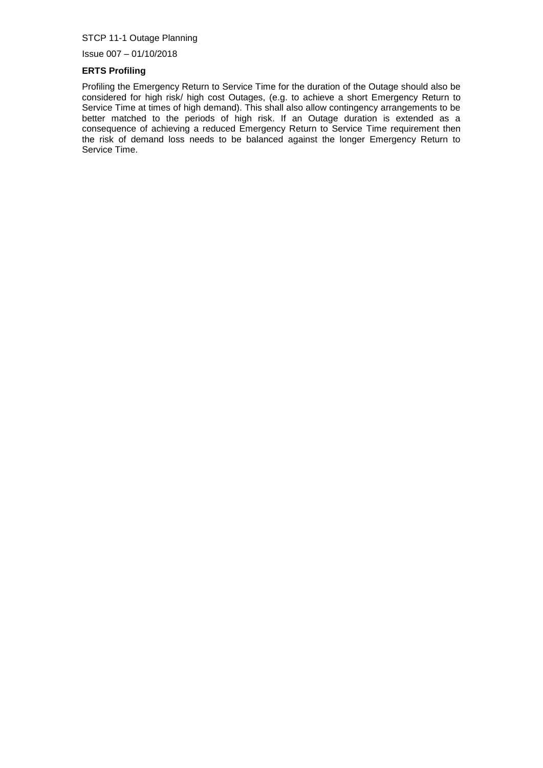**ERTS Profiling**

Profiling the Emergency Return to Service Time for the duration of the Outage should also be considered for high risk/ high cost Outages, (e.g. to achieve a short Emergency Return to Service Time at times of high demand). This shall also allow contingency arrangements to be better matched to the periods of high risk. If an Outage duration is extended as a consequence of achieving a reduced Emergency Return to Service Time requirement then the risk of demand loss needs to be balanced against the longer Emergency Return to Service Time.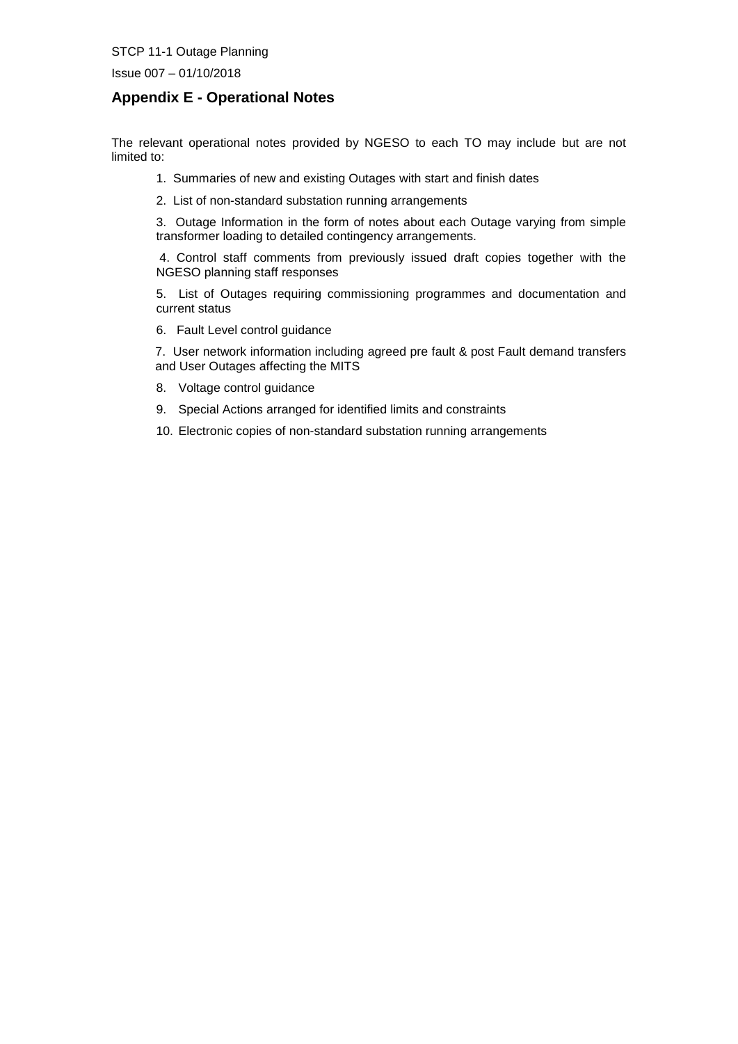## Appendix E - Operational Notes

The relevant operational notes provided by NGESO to each TO may include but are not limited to:

1. Summaries of new and existing Outages with start and finish dates
2. List of non-standard substation running arrangements
3. Outage Information in the form of notes about each Outage varying from simple transformer loading to detailed contingency arrangements.
4. Control staff comments from previously issued draft copies together with the NGESO planning staff responses
5. List of Outages requiring commissioning programmes and documentation and current status
6. Fault Level control guidance
7. User network information including agreed pre fault & post Fault demand transfers and User Outages affecting the MITS
8. Voltage control guidance
9. Special Actions arranged for identified limits and constraints
10. Electronic copies of non-standard substation running arrangements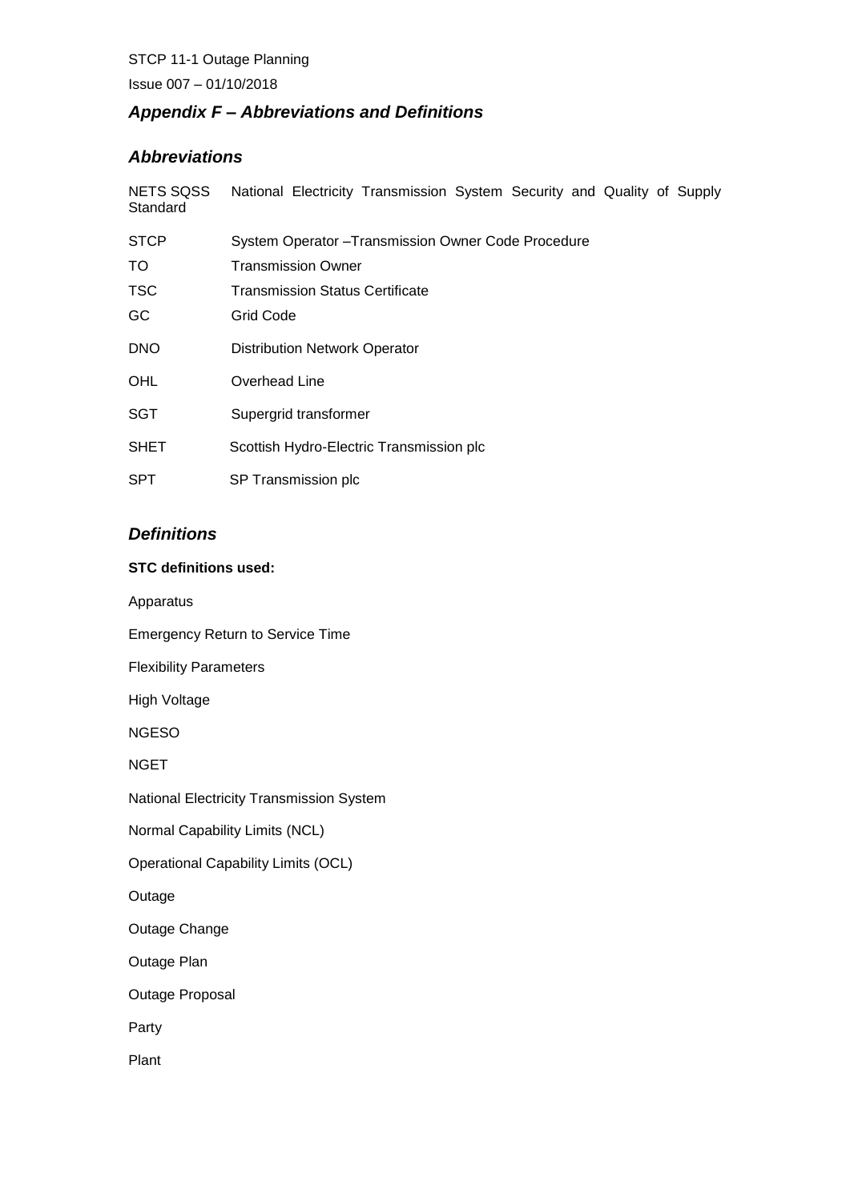## *Appendix F – Abbreviations and Definitions*

### *Abbreviations*

| | |
|---|---|
| NETS SQSS Standard | National Electricity Transmission System Security and Quality of Supply |
| STCP | System Operator –Transmission Owner Code Procedure |
| TO | Transmission Owner |
| TSC | Transmission Status Certificate |
| GC | Grid Code |
| DNO | Distribution Network Operator |
| OHL | Overhead Line |
| SGT | Supergrid transformer |
| SHET | Scottish Hydro-Electric Transmission plc |
| SPT | SP Transmission plc |

### *Definitions*

**STC definitions used:**

Apparatus

Emergency Return to Service Time

Flexibility Parameters

High Voltage

NGESO

NGET

National Electricity Transmission System

Normal Capability Limits (NCL)

Operational Capability Limits (OCL)

Outage

Outage Change

Outage Plan

Outage Proposal

Party

Plant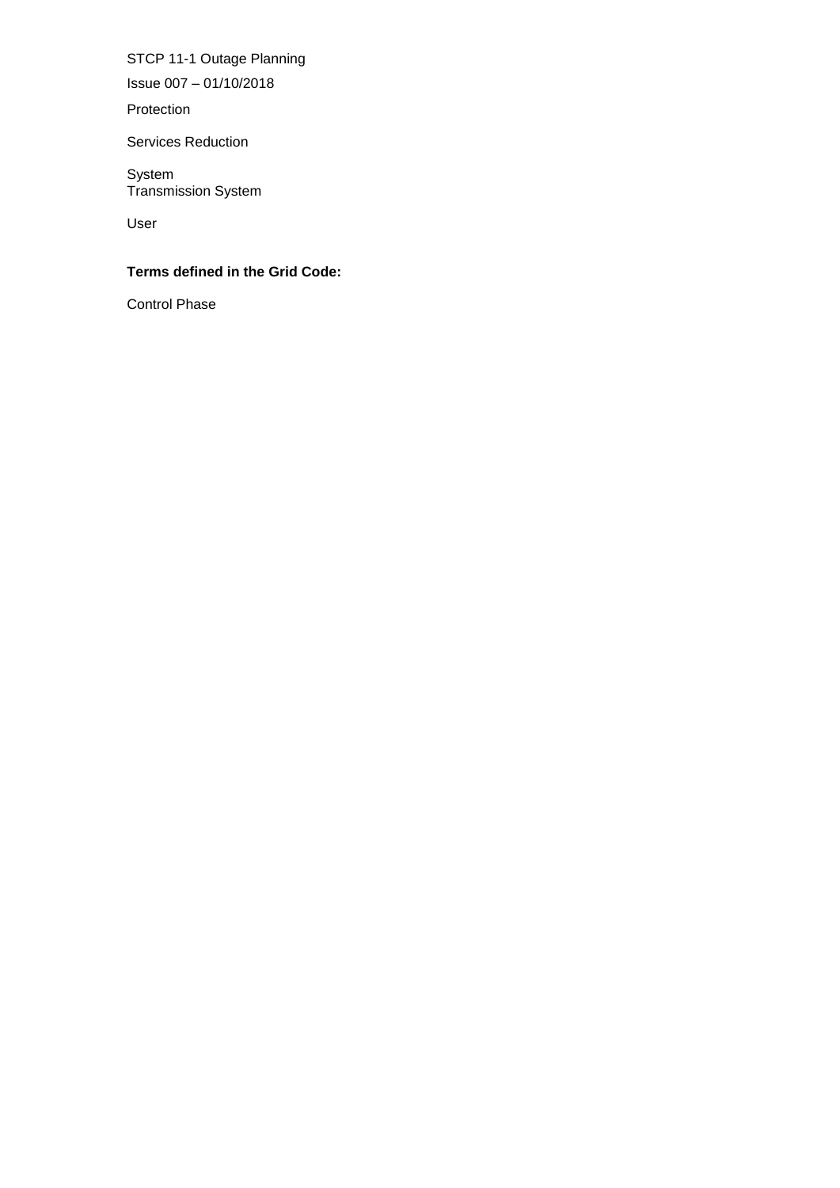Protection

Services Reduction

System
Transmission System

User

**Terms defined in the Grid Code:**

Control Phase